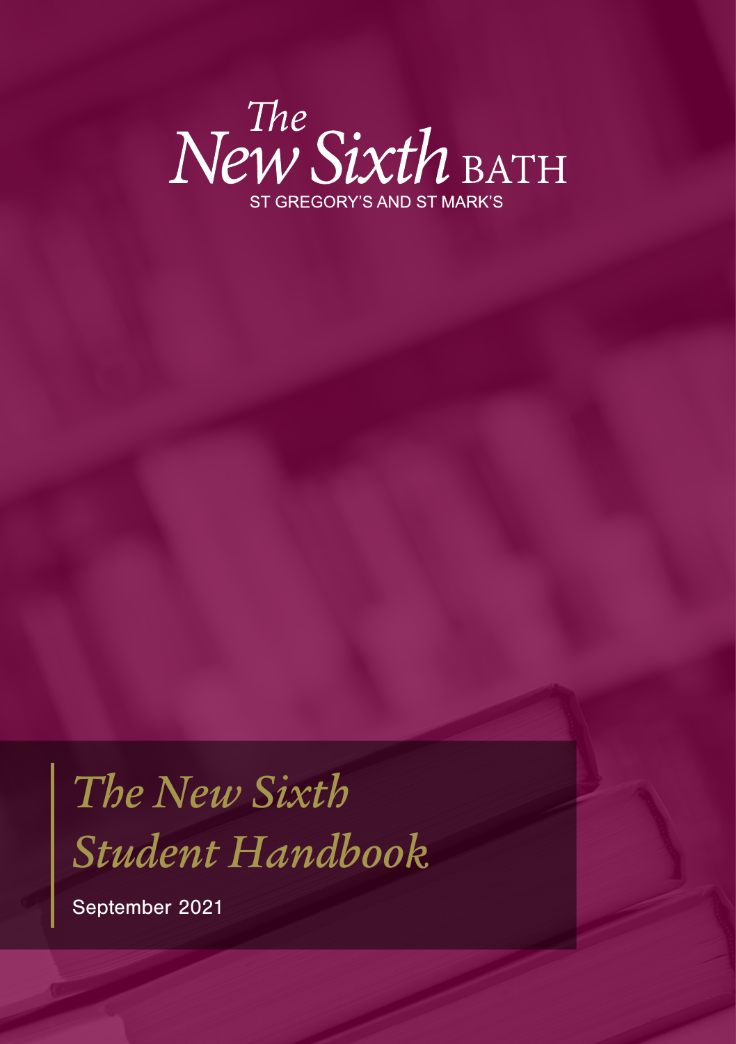The New Sixth BATH

ST GREGORY'S AND ST MARK'S

# The New Sixth Student Handbook

September 2021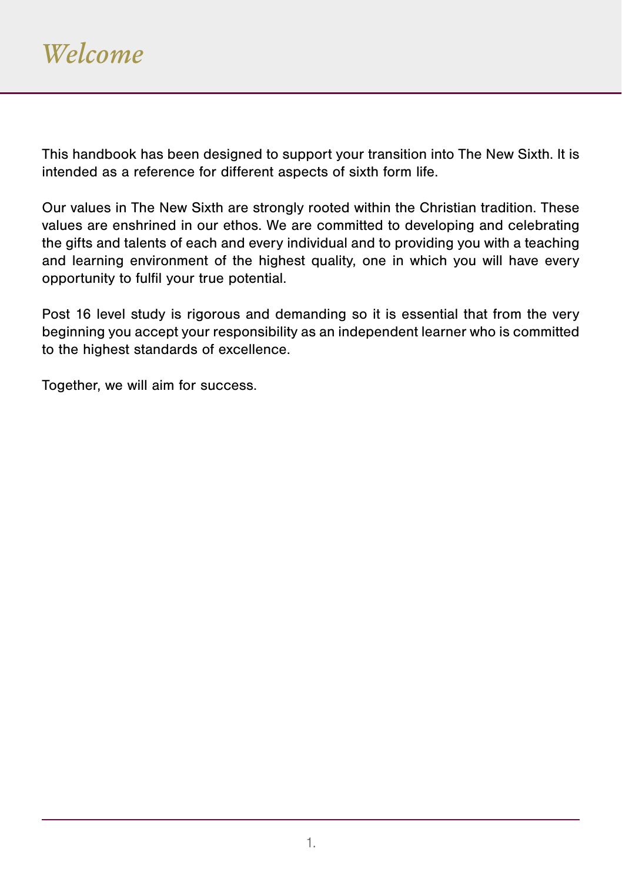# *Welcome*

This handbook has been designed to support your transition into The New Sixth. It is intended as a reference for different aspects of sixth form life.

Our values in The New Sixth are strongly rooted within the Christian tradition. These values are enshrined in our ethos. We are committed to developing and celebrating the gifts and talents of each and every individual and to providing you with a teaching and learning environment of the highest quality, one in which you will have every opportunity to fulfil your true potential.

Post 16 level study is rigorous and demanding so it is essential that from the very beginning you accept your responsibility as an independent learner who is committed to the highest standards of excellence.

Together, we will aim for success.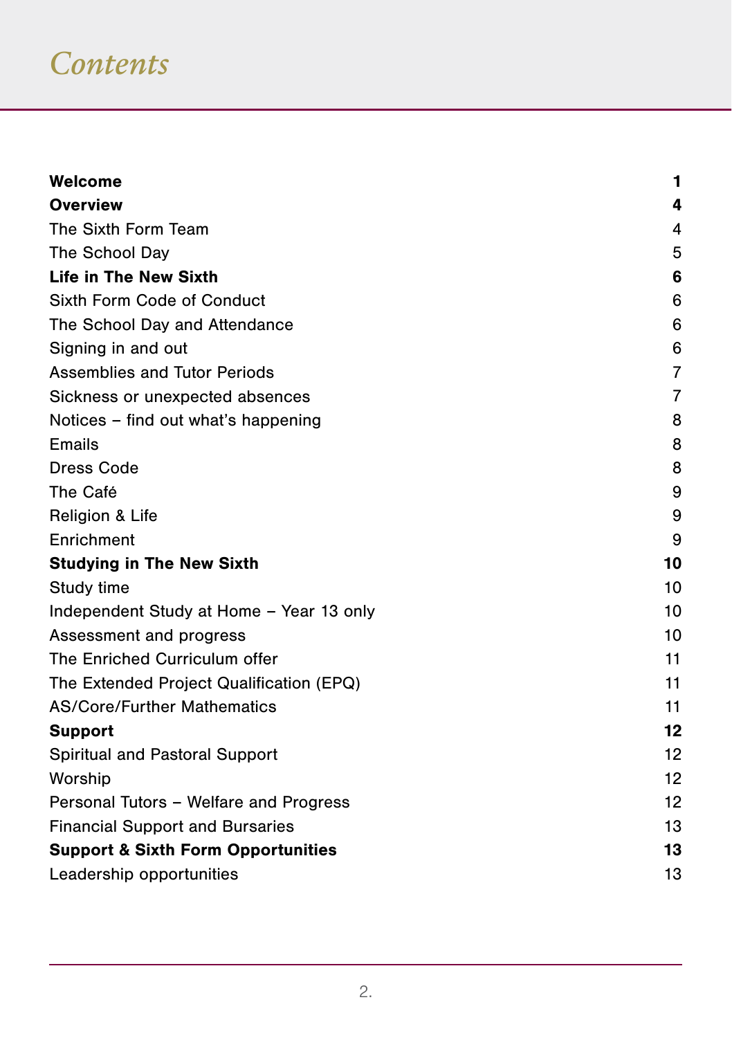# *Contents*

| | |
|---|---|
| **Welcome** | **1** |
| **Overview** | **4** |
| The Sixth Form Team | 4 |
| The School Day | 5 |
| **Life in The New Sixth** | **6** |
| Sixth Form Code of Conduct | 6 |
| The School Day and Attendance | 6 |
| Signing in and out | 6 |
| Assemblies and Tutor Periods | 7 |
| Sickness or unexpected absences | 7 |
| Notices – find out what's happening | 8 |
| Emails | 8 |
| Dress Code | 8 |
| The Café | 9 |
| Religion & Life | 9 |
| Enrichment | 9 |
| **Studying in The New Sixth** | **10** |
| Study time | 10 |
| Independent Study at Home – Year 13 only | 10 |
| Assessment and progress | 10 |
| The Enriched Curriculum offer | 11 |
| The Extended Project Qualification (EPQ) | 11 |
| AS/Core/Further Mathematics | 11 |
| **Support** | **12** |
| Spiritual and Pastoral Support | 12 |
| Worship | 12 |
| Personal Tutors – Welfare and Progress | 12 |
| Financial Support and Bursaries | 13 |
| **Support & Sixth Form Opportunities** | **13** |
| Leadership opportunities | 13 |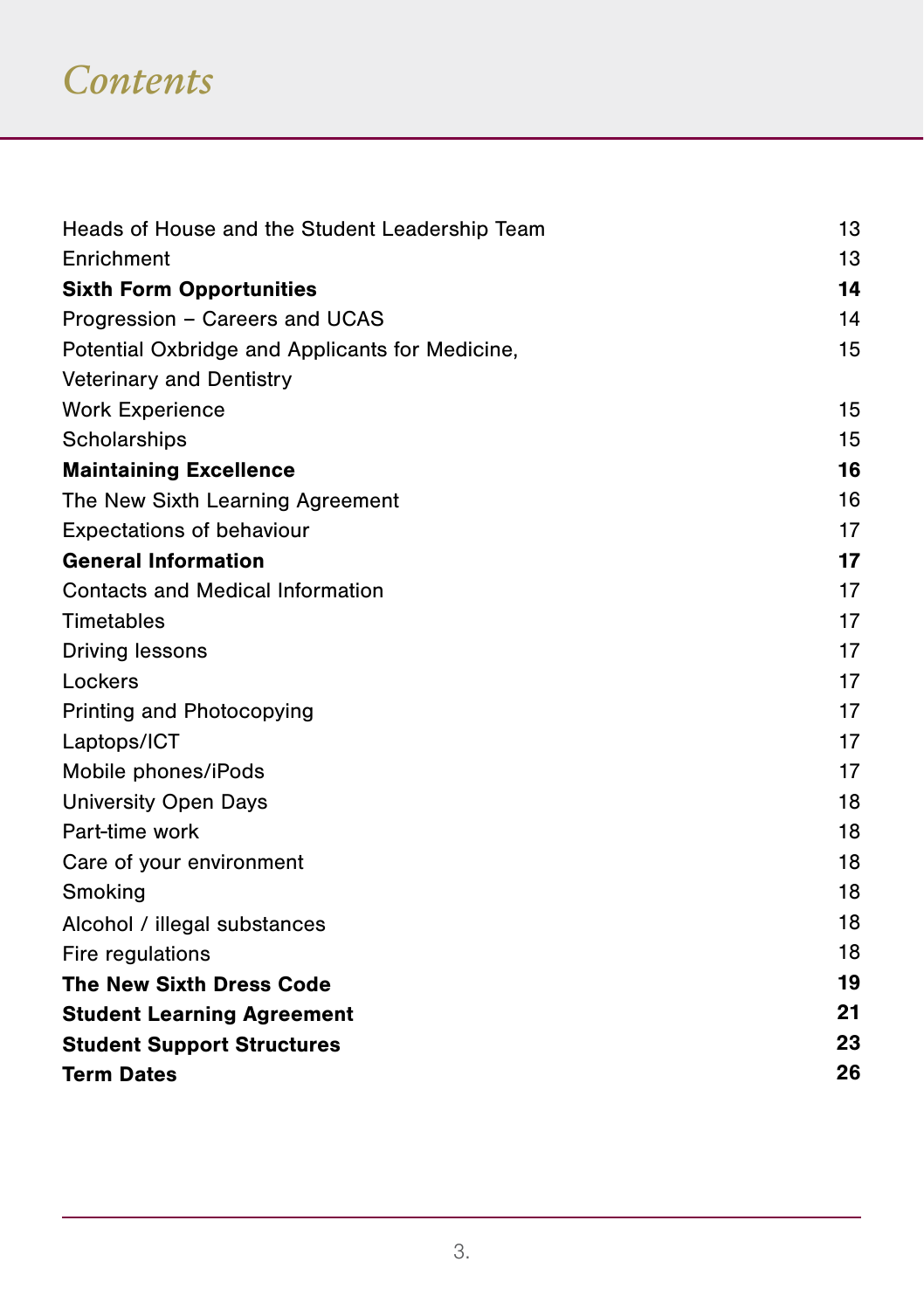# *Contents*

| | |
|---|---|
| Heads of House and the Student Leadership Team | 13 |
| Enrichment | 13 |
| **Sixth Form Opportunities** | **14** |
| Progression – Careers and UCAS | 14 |
| Potential Oxbridge and Applicants for Medicine, Veterinary and Dentistry | 15 |
| Work Experience | 15 |
| Scholarships | 15 |
| **Maintaining Excellence** | **16** |
| The New Sixth Learning Agreement | 16 |
| Expectations of behaviour | 17 |
| **General Information** | **17** |
| Contacts and Medical Information | 17 |
| Timetables | 17 |
| Driving lessons | 17 |
| Lockers | 17 |
| Printing and Photocopying | 17 |
| Laptops/ICT | 17 |
| Mobile phones/iPods | 17 |
| University Open Days | 18 |
| Part-time work | 18 |
| Care of your environment | 18 |
| Smoking | 18 |
| Alcohol / illegal substances | 18 |
| Fire regulations | 18 |
| **The New Sixth Dress Code** | **19** |
| **Student Learning Agreement** | **21** |
| **Student Support Structures** | **23** |
| **Term Dates** | **26** |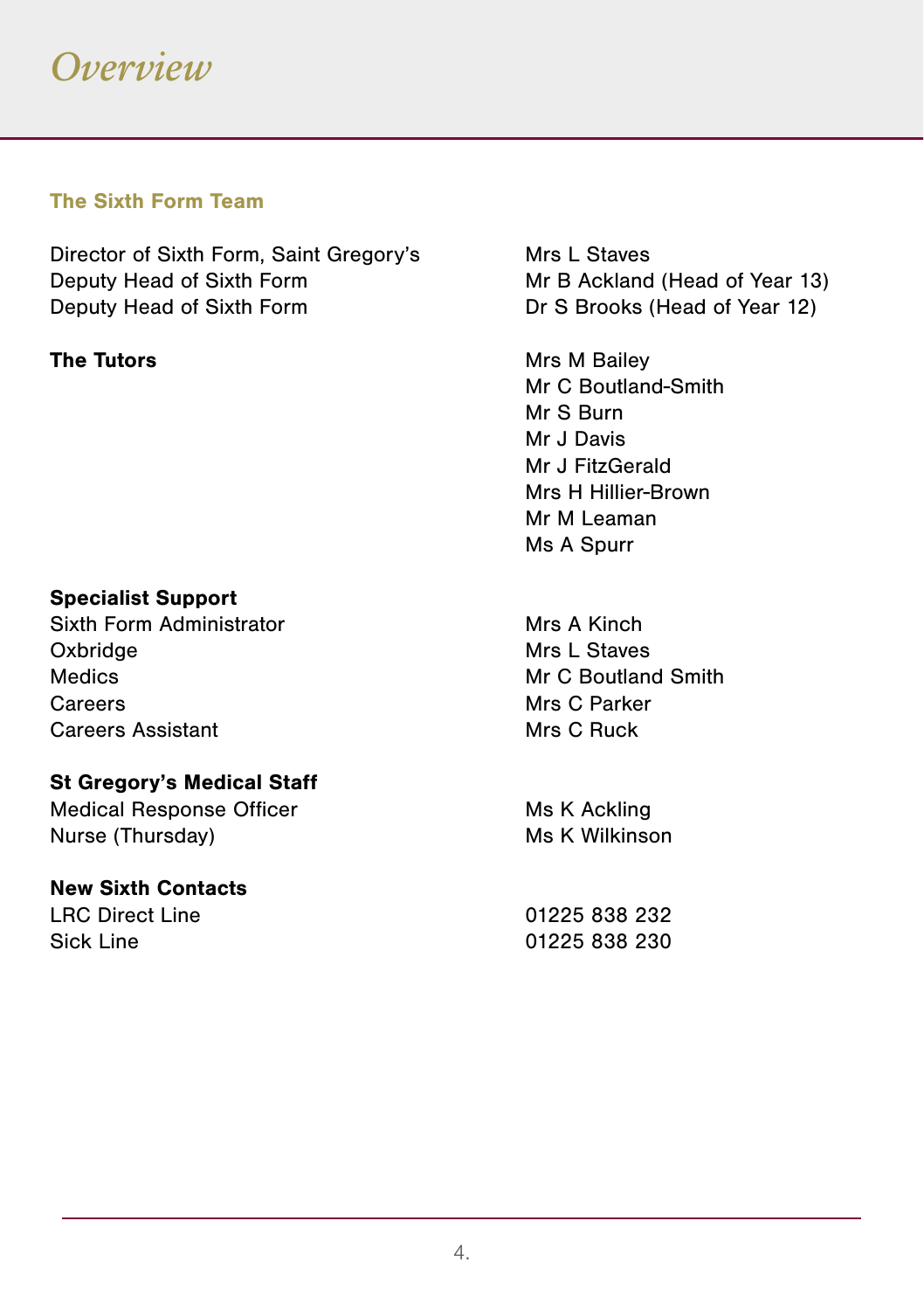# Overview

## The Sixth Form Team

| | |
|---|---|
| Director of Sixth Form, Saint Gregory's | Mrs L Staves |
| Deputy Head of Sixth Form | Mr B Ackland (Head of Year 13) |
| Deputy Head of Sixth Form | Dr S Brooks (Head of Year 12) |

**The Tutors**

- Mrs M Bailey
- Mr C Boutland-Smith
- Mr S Burn
- Mr J Davis
- Mr J FitzGerald
- Mrs H Hillier-Brown
- Mr M Leaman
- Ms A Spurr

**Specialist Support**

| | |
|---|---|
| Sixth Form Administrator | Mrs A Kinch |
| Oxbridge | Mrs L Staves |
| Medics | Mr C Boutland Smith |
| Careers | Mrs C Parker |
| Careers Assistant | Mrs C Ruck |

**St Gregory's Medical Staff**

| | |
|---|---|
| Medical Response Officer | Ms K Ackling |
| Nurse (Thursday) | Ms K Wilkinson |

**New Sixth Contacts**

| | |
|---|---|
| LRC Direct Line | 01225 838 232 |
| Sick Line | 01225 838 230 |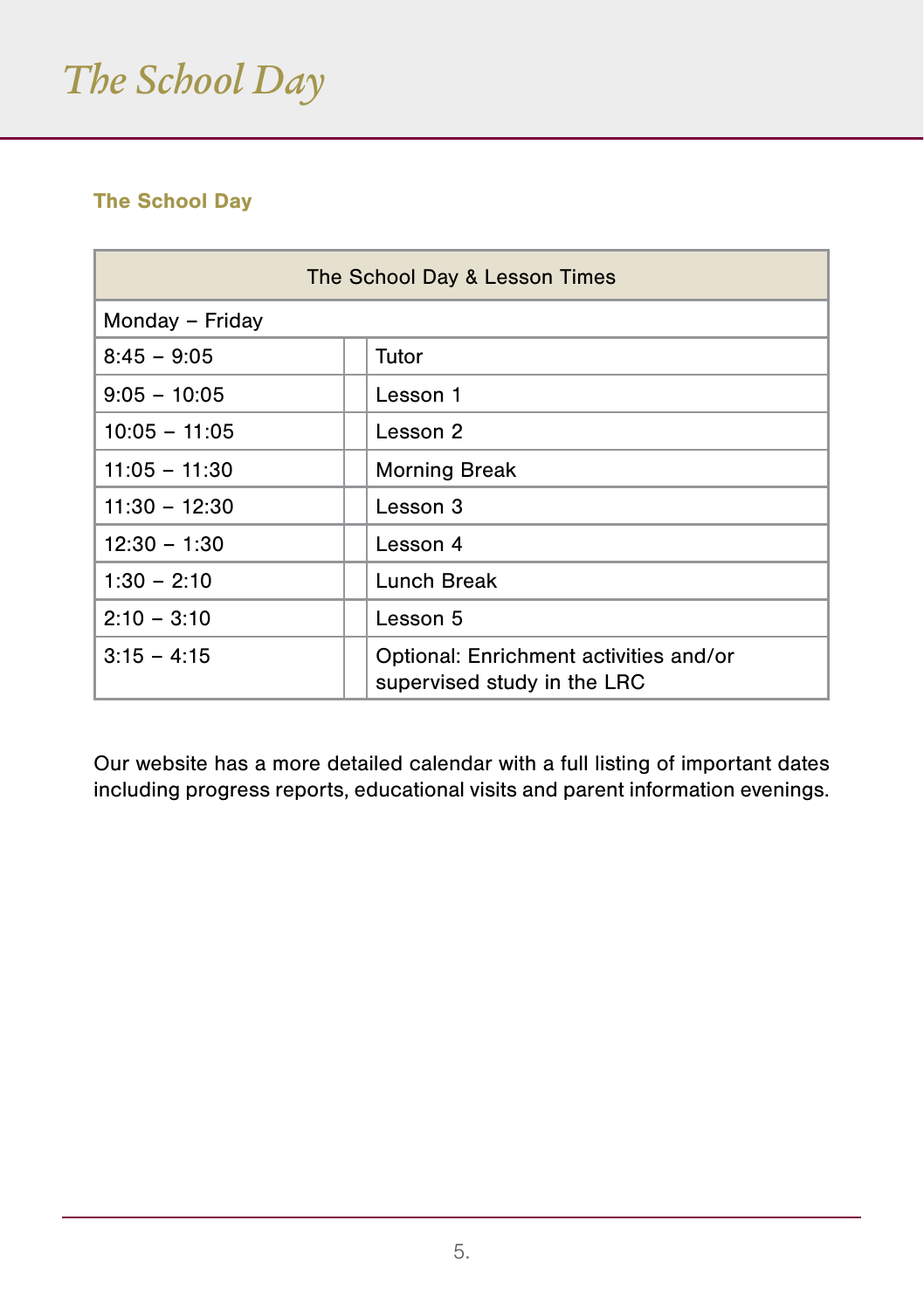# The School Day

## The School Day

| The School Day & Lesson Times | | |
|---|---|---|
| Monday – Friday | | |
| 8:45 – 9:05 | | Tutor |
| 9:05 – 10:05 | | Lesson 1 |
| 10:05 – 11:05 | | Lesson 2 |
| 11:05 – 11:30 | | Morning Break |
| 11:30 – 12:30 | | Lesson 3 |
| 12:30 – 1:30 | | Lesson 4 |
| 1:30 – 2:10 | | Lunch Break |
| 2:10 – 3:10 | | Lesson 5 |
| 3:15 – 4:15 | | Optional: Enrichment activities and/or supervised study in the LRC |

Our website has a more detailed calendar with a full listing of important dates including progress reports, educational visits and parent information evenings.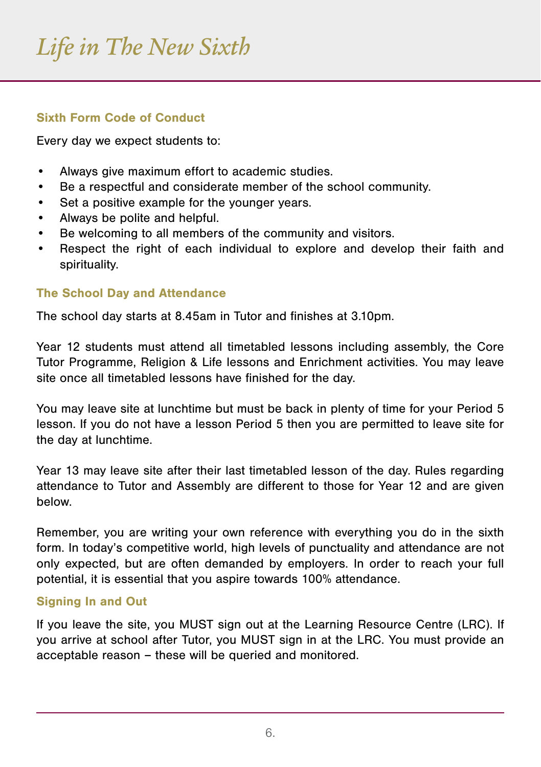# *Life in The New Sixth*

### Sixth Form Code of Conduct

Every day we expect students to:

- Always give maximum effort to academic studies.
- Be a respectful and considerate member of the school community.
- Set a positive example for the younger years.
- Always be polite and helpful.
- Be welcoming to all members of the community and visitors.
- Respect the right of each individual to explore and develop their faith and spirituality.

### The School Day and Attendance

The school day starts at 8.45am in Tutor and finishes at 3.10pm.

Year 12 students must attend all timetabled lessons including assembly, the Core Tutor Programme, Religion & Life lessons and Enrichment activities. You may leave site once all timetabled lessons have finished for the day.

You may leave site at lunchtime but must be back in plenty of time for your Period 5 lesson. If you do not have a lesson Period 5 then you are permitted to leave site for the day at lunchtime.

Year 13 may leave site after their last timetabled lesson of the day. Rules regarding attendance to Tutor and Assembly are different to those for Year 12 and are given below.

Remember, you are writing your own reference with everything you do in the sixth form. In today's competitive world, high levels of punctuality and attendance are not only expected, but are often demanded by employers. In order to reach your full potential, it is essential that you aspire towards 100% attendance.

### Signing In and Out

If you leave the site, you MUST sign out at the Learning Resource Centre (LRC). If you arrive at school after Tutor, you MUST sign in at the LRC. You must provide an acceptable reason – these will be queried and monitored.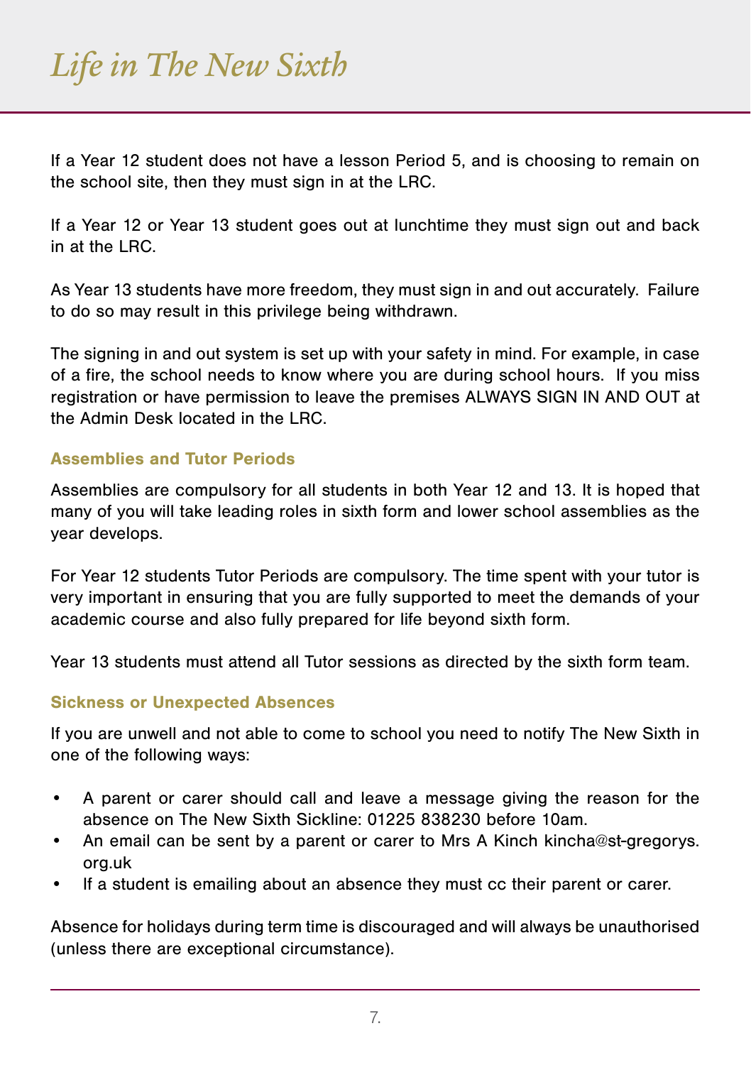# Life in The New Sixth

If a Year 12 student does not have a lesson Period 5, and is choosing to remain on the school site, then they must sign in at the LRC.

If a Year 12 or Year 13 student goes out at lunchtime they must sign out and back in at the LRC.

As Year 13 students have more freedom, they must sign in and out accurately. Failure to do so may result in this privilege being withdrawn.

The signing in and out system is set up with your safety in mind. For example, in case of a fire, the school needs to know where you are during school hours. If you miss registration or have permission to leave the premises ALWAYS SIGN IN AND OUT at the Admin Desk located in the LRC.

## Assemblies and Tutor Periods

Assemblies are compulsory for all students in both Year 12 and 13. It is hoped that many of you will take leading roles in sixth form and lower school assemblies as the year develops.

For Year 12 students Tutor Periods are compulsory. The time spent with your tutor is very important in ensuring that you are fully supported to meet the demands of your academic course and also fully prepared for life beyond sixth form.

Year 13 students must attend all Tutor sessions as directed by the sixth form team.

## Sickness or Unexpected Absences

If you are unwell and not able to come to school you need to notify The New Sixth in one of the following ways:

- A parent or carer should call and leave a message giving the reason for the absence on The New Sixth Sickline: 01225 838230 before 10am.
- An email can be sent by a parent or carer to Mrs A Kinch kincha@st-gregorys.org.uk
- If a student is emailing about an absence they must cc their parent or carer.

Absence for holidays during term time is discouraged and will always be unauthorised (unless there are exceptional circumstance).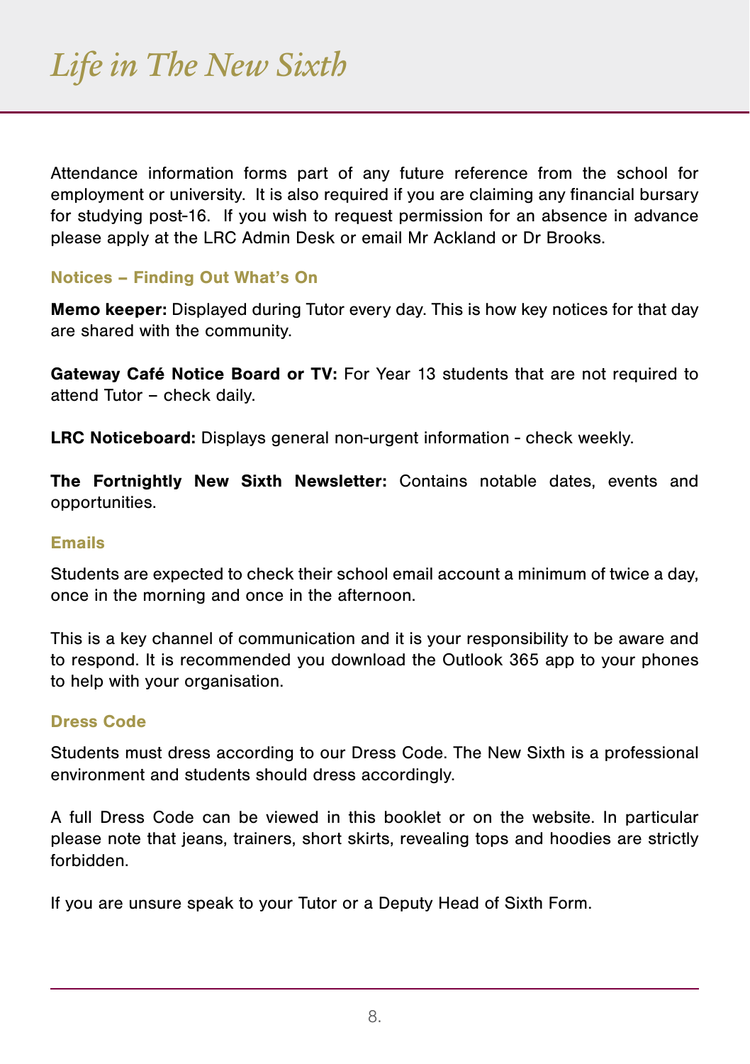# Life in The New Sixth

Attendance information forms part of any future reference from the school for employment or university. It is also required if you are claiming any financial bursary for studying post-16. If you wish to request permission for an absence in advance please apply at the LRC Admin Desk or email Mr Ackland or Dr Brooks.

## Notices – Finding Out What's On

**Memo keeper:** Displayed during Tutor every day. This is how key notices for that day are shared with the community.

**Gateway Café Notice Board or TV:** For Year 13 students that are not required to attend Tutor – check daily.

**LRC Noticeboard:** Displays general non-urgent information - check weekly.

**The Fortnightly New Sixth Newsletter:** Contains notable dates, events and opportunities.

## Emails

Students are expected to check their school email account a minimum of twice a day, once in the morning and once in the afternoon.

This is a key channel of communication and it is your responsibility to be aware and to respond. It is recommended you download the Outlook 365 app to your phones to help with your organisation.

## Dress Code

Students must dress according to our Dress Code. The New Sixth is a professional environment and students should dress accordingly.

A full Dress Code can be viewed in this booklet or on the website. In particular please note that jeans, trainers, short skirts, revealing tops and hoodies are strictly forbidden.

If you are unsure speak to your Tutor or a Deputy Head of Sixth Form.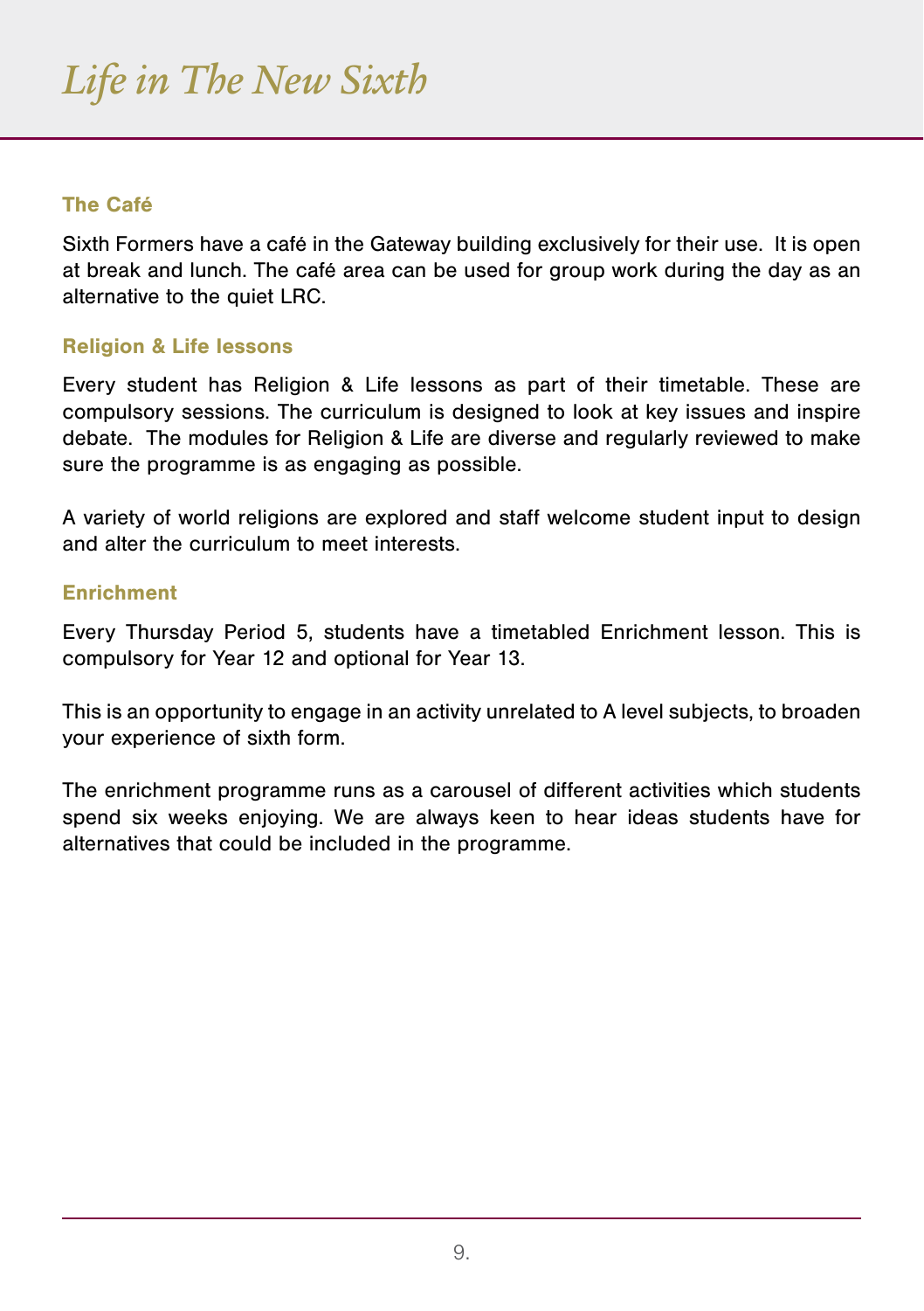# *Life in The New Sixth*

### The Café

Sixth Formers have a café in the Gateway building exclusively for their use. It is open at break and lunch. The café area can be used for group work during the day as an alternative to the quiet LRC.

### Religion & Life lessons

Every student has Religion & Life lessons as part of their timetable. These are compulsory sessions. The curriculum is designed to look at key issues and inspire debate. The modules for Religion & Life are diverse and regularly reviewed to make sure the programme is as engaging as possible.

A variety of world religions are explored and staff welcome student input to design and alter the curriculum to meet interests.

### Enrichment

Every Thursday Period 5, students have a timetabled Enrichment lesson. This is compulsory for Year 12 and optional for Year 13.

This is an opportunity to engage in an activity unrelated to A level subjects, to broaden your experience of sixth form.

The enrichment programme runs as a carousel of different activities which students spend six weeks enjoying. We are always keen to hear ideas students have for alternatives that could be included in the programme.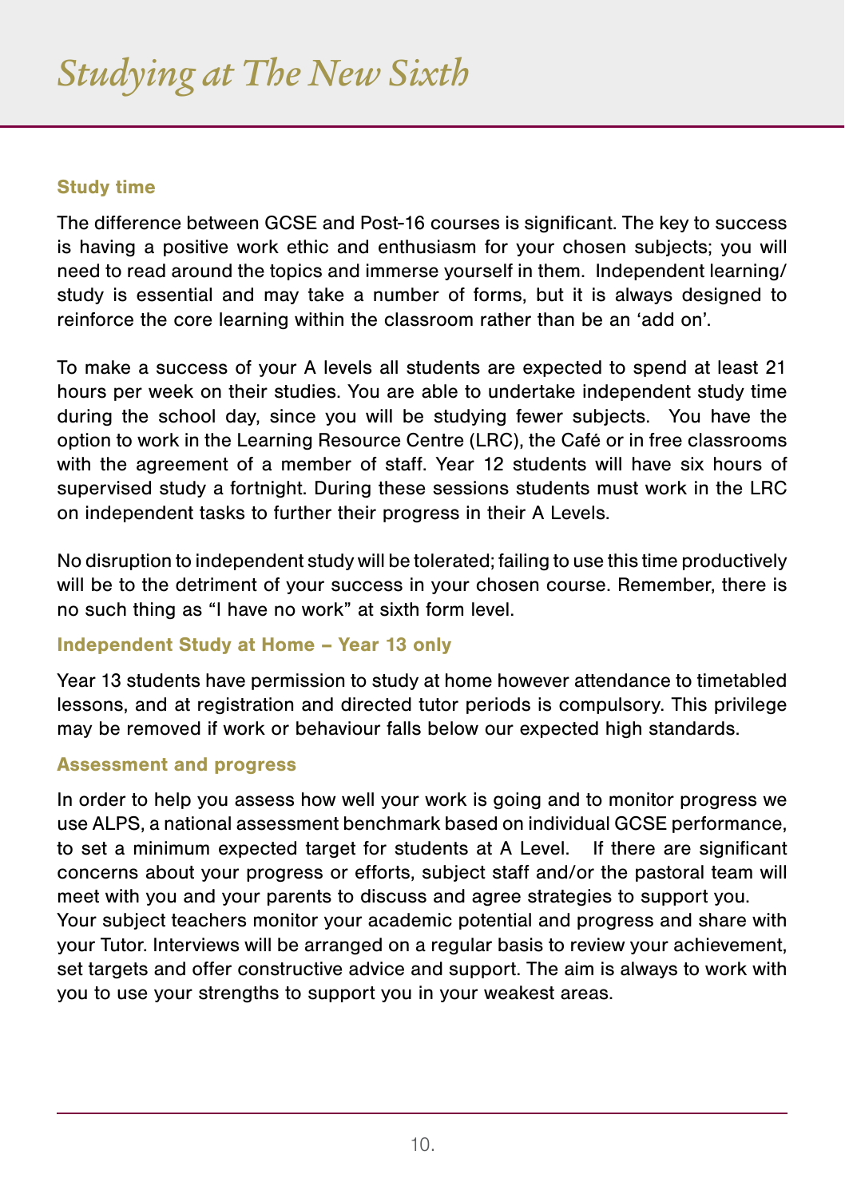# *Studying at The New Sixth*

### Study time

The difference between GCSE and Post-16 courses is significant. The key to success is having a positive work ethic and enthusiasm for your chosen subjects; you will need to read around the topics and immerse yourself in them. Independent learning/ study is essential and may take a number of forms, but it is always designed to reinforce the core learning within the classroom rather than be an 'add on'.

To make a success of your A levels all students are expected to spend at least 21 hours per week on their studies. You are able to undertake independent study time during the school day, since you will be studying fewer subjects. You have the option to work in the Learning Resource Centre (LRC), the Café or in free classrooms with the agreement of a member of staff. Year 12 students will have six hours of supervised study a fortnight. During these sessions students must work in the LRC on independent tasks to further their progress in their A Levels.

No disruption to independent study will be tolerated; failing to use this time productively will be to the detriment of your success in your chosen course. Remember, there is no such thing as "I have no work" at sixth form level.

### Independent Study at Home – Year 13 only

Year 13 students have permission to study at home however attendance to timetabled lessons, and at registration and directed tutor periods is compulsory. This privilege may be removed if work or behaviour falls below our expected high standards.

### Assessment and progress

In order to help you assess how well your work is going and to monitor progress we use ALPS, a national assessment benchmark based on individual GCSE performance, to set a minimum expected target for students at A Level. If there are significant concerns about your progress or efforts, subject staff and/or the pastoral team will meet with you and your parents to discuss and agree strategies to support you.
Your subject teachers monitor your academic potential and progress and share with your Tutor. Interviews will be arranged on a regular basis to review your achievement, set targets and offer constructive advice and support. The aim is always to work with you to use your strengths to support you in your weakest areas.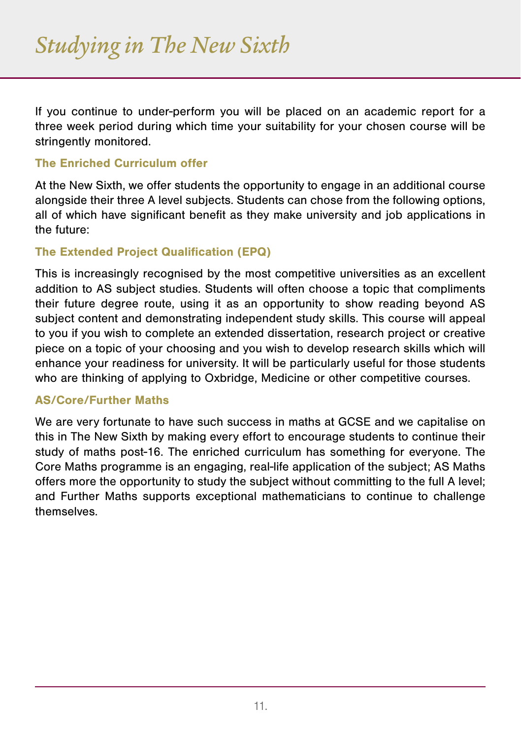# Studying in The New Sixth

If you continue to under-perform you will be placed on an academic report for a three week period during which time your suitability for your chosen course will be stringently monitored.

### The Enriched Curriculum offer

At the New Sixth, we offer students the opportunity to engage in an additional course alongside their three A level subjects. Students can chose from the following options, all of which have significant benefit as they make university and job applications in the future:

### The Extended Project Qualification (EPQ)

This is increasingly recognised by the most competitive universities as an excellent addition to AS subject studies. Students will often choose a topic that compliments their future degree route, using it as an opportunity to show reading beyond AS subject content and demonstrating independent study skills. This course will appeal to you if you wish to complete an extended dissertation, research project or creative piece on a topic of your choosing and you wish to develop research skills which will enhance your readiness for university. It will be particularly useful for those students who are thinking of applying to Oxbridge, Medicine or other competitive courses.

### AS/Core/Further Maths

We are very fortunate to have such success in maths at GCSE and we capitalise on this in The New Sixth by making every effort to encourage students to continue their study of maths post-16. The enriched curriculum has something for everyone. The Core Maths programme is an engaging, real-life application of the subject; AS Maths offers more the opportunity to study the subject without committing to the full A level; and Further Maths supports exceptional mathematicians to continue to challenge themselves.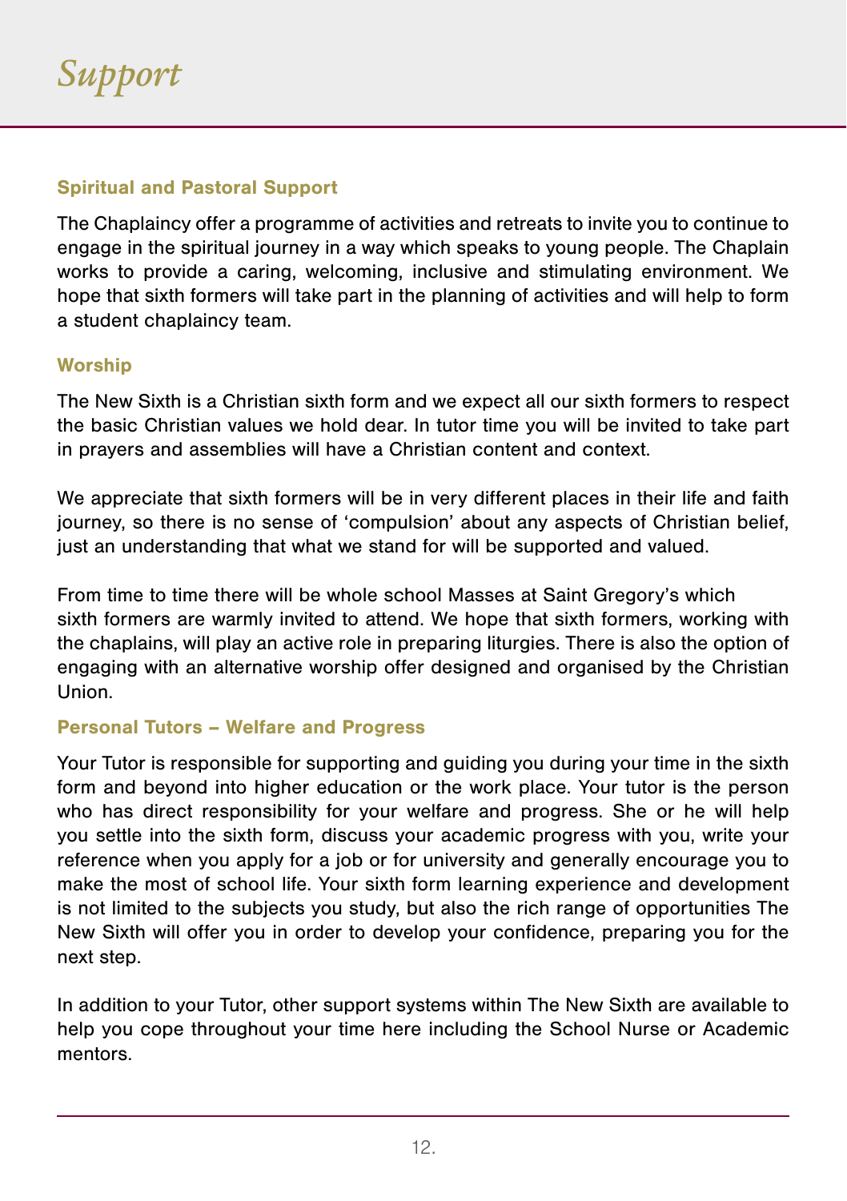# *Support*

### Spiritual and Pastoral Support

The Chaplaincy offer a programme of activities and retreats to invite you to continue to engage in the spiritual journey in a way which speaks to young people. The Chaplain works to provide a caring, welcoming, inclusive and stimulating environment. We hope that sixth formers will take part in the planning of activities and will help to form a student chaplaincy team.

### Worship

The New Sixth is a Christian sixth form and we expect all our sixth formers to respect the basic Christian values we hold dear. In tutor time you will be invited to take part in prayers and assemblies will have a Christian content and context.

We appreciate that sixth formers will be in very different places in their life and faith journey, so there is no sense of 'compulsion' about any aspects of Christian belief, just an understanding that what we stand for will be supported and valued.

From time to time there will be whole school Masses at Saint Gregory's which sixth formers are warmly invited to attend. We hope that sixth formers, working with the chaplains, will play an active role in preparing liturgies. There is also the option of engaging with an alternative worship offer designed and organised by the Christian Union.

### Personal Tutors – Welfare and Progress

Your Tutor is responsible for supporting and guiding you during your time in the sixth form and beyond into higher education or the work place. Your tutor is the person who has direct responsibility for your welfare and progress. She or he will help you settle into the sixth form, discuss your academic progress with you, write your reference when you apply for a job or for university and generally encourage you to make the most of school life. Your sixth form learning experience and development is not limited to the subjects you study, but also the rich range of opportunities The New Sixth will offer you in order to develop your confidence, preparing you for the next step.

In addition to your Tutor, other support systems within The New Sixth are available to help you cope throughout your time here including the School Nurse or Academic mentors.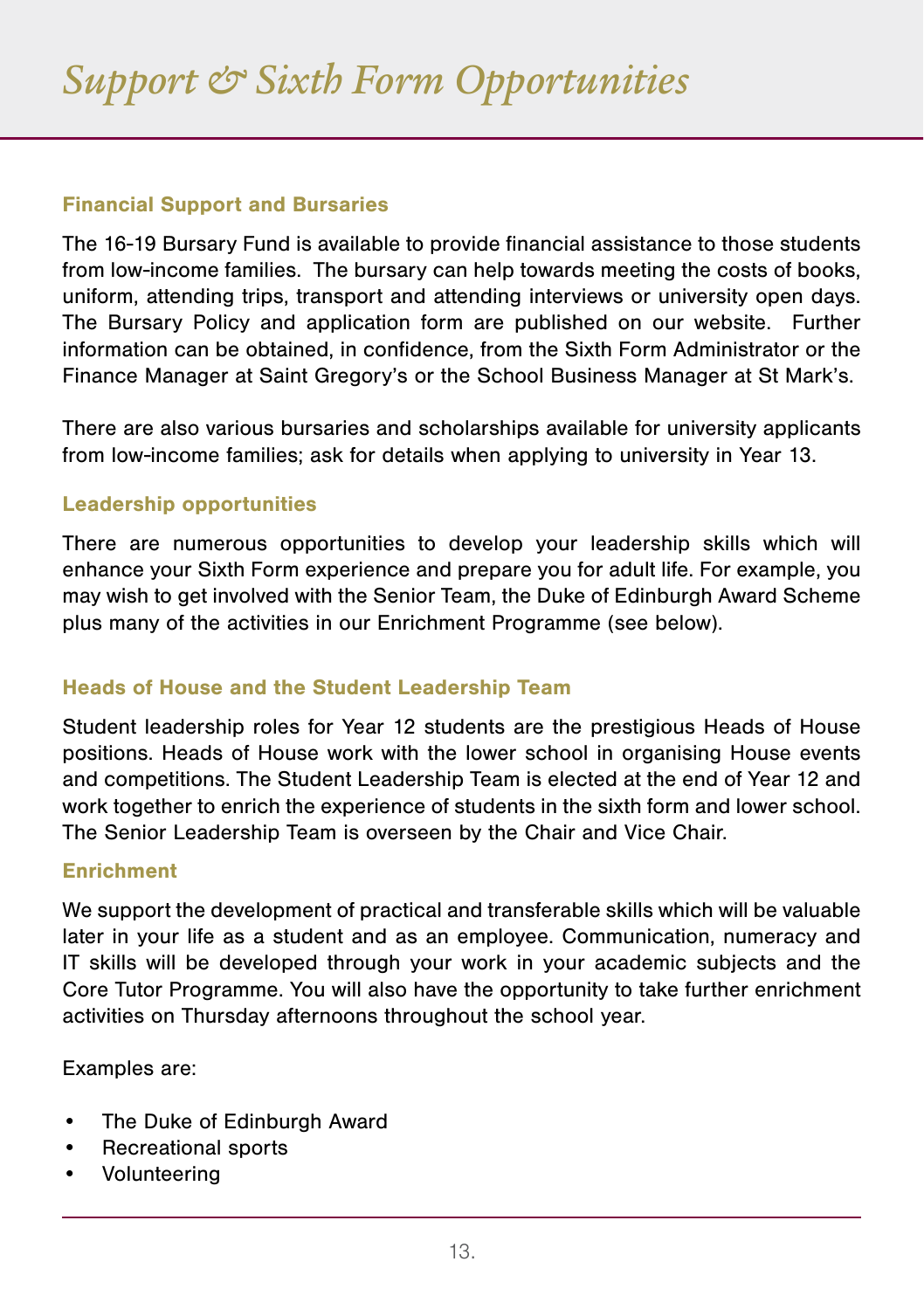# *Support & Sixth Form Opportunities*

### Financial Support and Bursaries

The 16-19 Bursary Fund is available to provide financial assistance to those students from low-income families. The bursary can help towards meeting the costs of books, uniform, attending trips, transport and attending interviews or university open days. The Bursary Policy and application form are published on our website. Further information can be obtained, in confidence, from the Sixth Form Administrator or the Finance Manager at Saint Gregory's or the School Business Manager at St Mark's.

There are also various bursaries and scholarships available for university applicants from low-income families; ask for details when applying to university in Year 13.

### Leadership opportunities

There are numerous opportunities to develop your leadership skills which will enhance your Sixth Form experience and prepare you for adult life. For example, you may wish to get involved with the Senior Team, the Duke of Edinburgh Award Scheme plus many of the activities in our Enrichment Programme (see below).

### Heads of House and the Student Leadership Team

Student leadership roles for Year 12 students are the prestigious Heads of House positions. Heads of House work with the lower school in organising House events and competitions. The Student Leadership Team is elected at the end of Year 12 and work together to enrich the experience of students in the sixth form and lower school. The Senior Leadership Team is overseen by the Chair and Vice Chair.

### Enrichment

We support the development of practical and transferable skills which will be valuable later in your life as a student and as an employee. Communication, numeracy and IT skills will be developed through your work in your academic subjects and the Core Tutor Programme. You will also have the opportunity to take further enrichment activities on Thursday afternoons throughout the school year.

Examples are:

- The Duke of Edinburgh Award
- Recreational sports
- Volunteering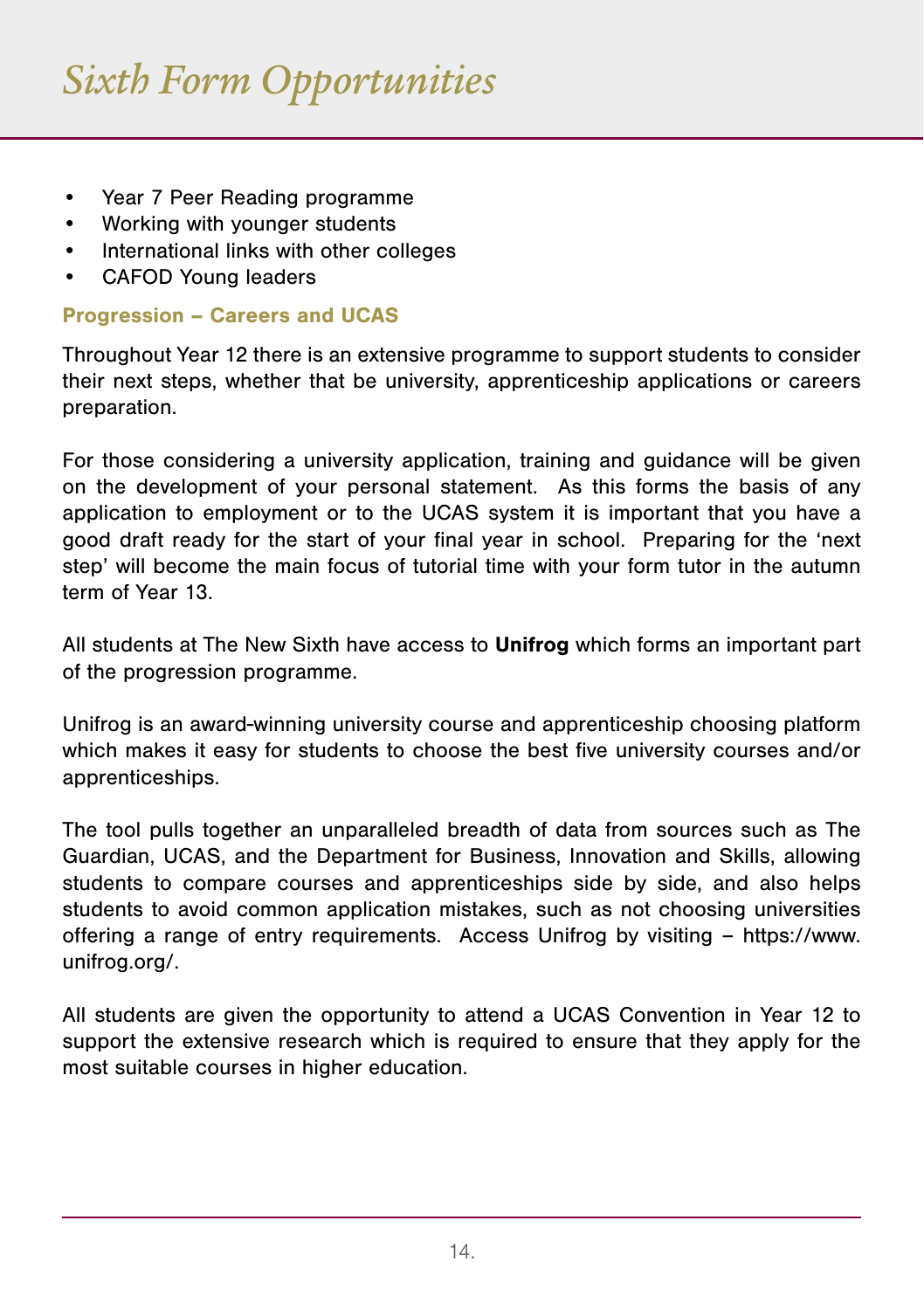# Sixth Form Opportunities

- Year 7 Peer Reading programme
- Working with younger students
- International links with other colleges
- CAFOD Young leaders

### Progression – Careers and UCAS

Throughout Year 12 there is an extensive programme to support students to consider their next steps, whether that be university, apprenticeship applications or careers preparation.

For those considering a university application, training and guidance will be given on the development of your personal statement. As this forms the basis of any application to employment or to the UCAS system it is important that you have a good draft ready for the start of your final year in school. Preparing for the 'next step' will become the main focus of tutorial time with your form tutor in the autumn term of Year 13.

All students at The New Sixth have access to **Unifrog** which forms an important part of the progression programme.

Unifrog is an award-winning university course and apprenticeship choosing platform which makes it easy for students to choose the best five university courses and/or apprenticeships.

The tool pulls together an unparalleled breadth of data from sources such as The Guardian, UCAS, and the Department for Business, Innovation and Skills, allowing students to compare courses and apprenticeships side by side, and also helps students to avoid common application mistakes, such as not choosing universities offering a range of entry requirements. Access Unifrog by visiting – https://www.unifrog.org/.

All students are given the opportunity to attend a UCAS Convention in Year 12 to support the extensive research which is required to ensure that they apply for the most suitable courses in higher education.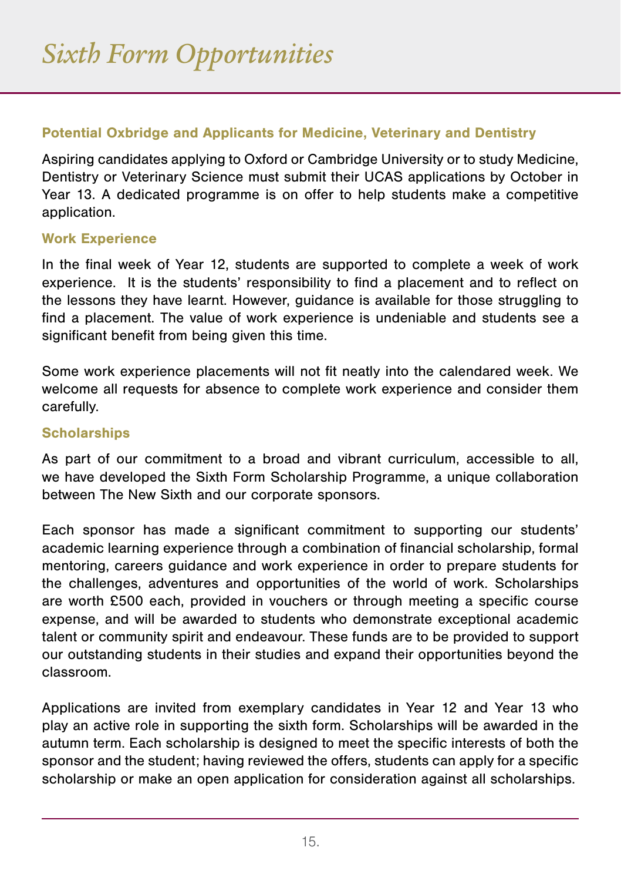# *Sixth Form Opportunities*

### Potential Oxbridge and Applicants for Medicine, Veterinary and Dentistry

Aspiring candidates applying to Oxford or Cambridge University or to study Medicine, Dentistry or Veterinary Science must submit their UCAS applications by October in Year 13. A dedicated programme is on offer to help students make a competitive application.

### Work Experience

In the final week of Year 12, students are supported to complete a week of work experience. It is the students' responsibility to find a placement and to reflect on the lessons they have learnt. However, guidance is available for those struggling to find a placement. The value of work experience is undeniable and students see a significant benefit from being given this time.

Some work experience placements will not fit neatly into the calendared week. We welcome all requests for absence to complete work experience and consider them carefully.

### Scholarships

As part of our commitment to a broad and vibrant curriculum, accessible to all, we have developed the Sixth Form Scholarship Programme, a unique collaboration between The New Sixth and our corporate sponsors.

Each sponsor has made a significant commitment to supporting our students' academic learning experience through a combination of financial scholarship, formal mentoring, careers guidance and work experience in order to prepare students for the challenges, adventures and opportunities of the world of work. Scholarships are worth £500 each, provided in vouchers or through meeting a specific course expense, and will be awarded to students who demonstrate exceptional academic talent or community spirit and endeavour. These funds are to be provided to support our outstanding students in their studies and expand their opportunities beyond the classroom.

Applications are invited from exemplary candidates in Year 12 and Year 13 who play an active role in supporting the sixth form. Scholarships will be awarded in the autumn term. Each scholarship is designed to meet the specific interests of both the sponsor and the student; having reviewed the offers, students can apply for a specific scholarship or make an open application for consideration against all scholarships.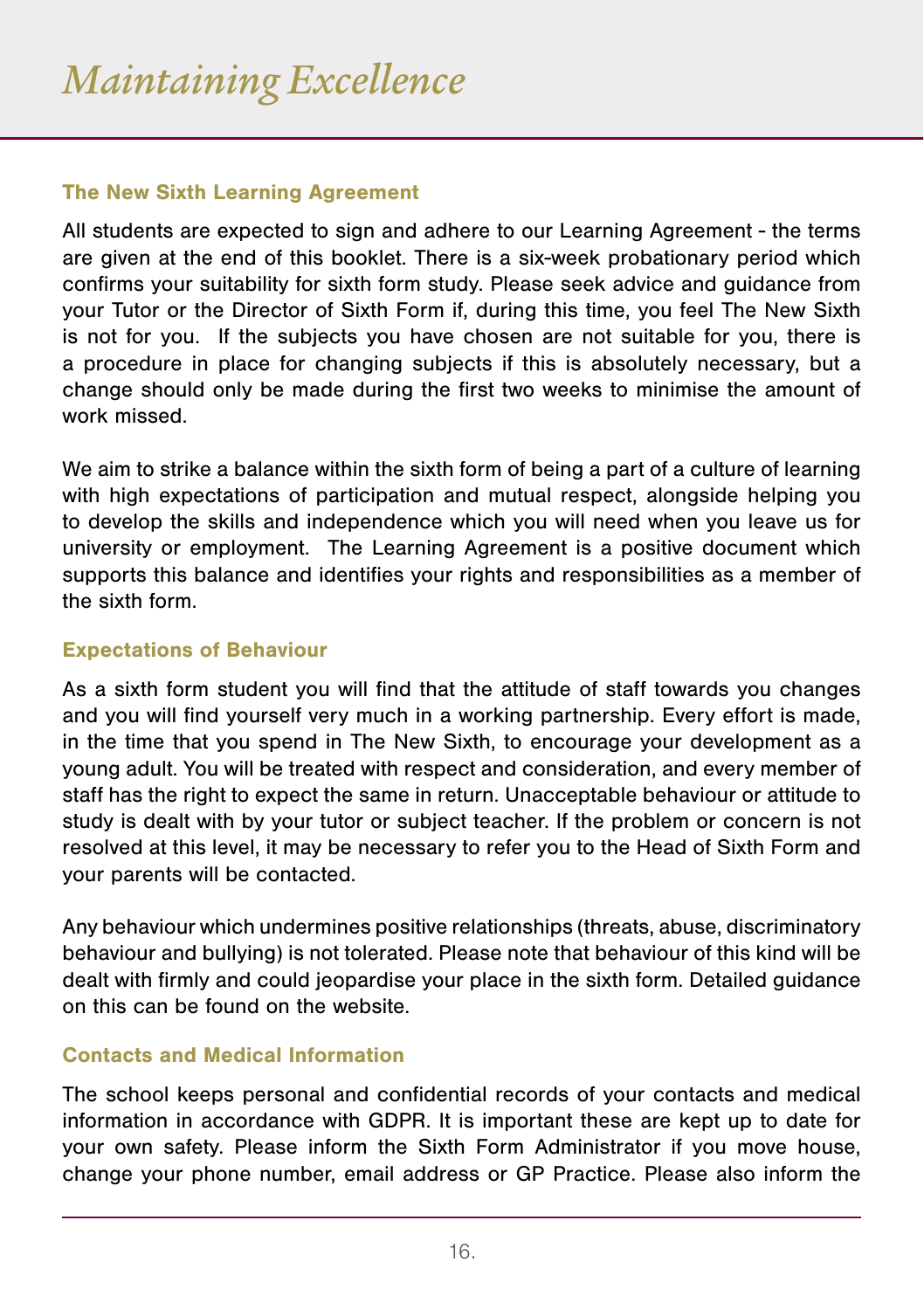# *Maintaining Excellence*

### The New Sixth Learning Agreement

All students are expected to sign and adhere to our Learning Agreement - the terms are given at the end of this booklet. There is a six-week probationary period which confirms your suitability for sixth form study. Please seek advice and guidance from your Tutor or the Director of Sixth Form if, during this time, you feel The New Sixth is not for you. If the subjects you have chosen are not suitable for you, there is a procedure in place for changing subjects if this is absolutely necessary, but a change should only be made during the first two weeks to minimise the amount of work missed.

We aim to strike a balance within the sixth form of being a part of a culture of learning with high expectations of participation and mutual respect, alongside helping you to develop the skills and independence which you will need when you leave us for university or employment. The Learning Agreement is a positive document which supports this balance and identifies your rights and responsibilities as a member of the sixth form.

### Expectations of Behaviour

As a sixth form student you will find that the attitude of staff towards you changes and you will find yourself very much in a working partnership. Every effort is made, in the time that you spend in The New Sixth, to encourage your development as a young adult. You will be treated with respect and consideration, and every member of staff has the right to expect the same in return. Unacceptable behaviour or attitude to study is dealt with by your tutor or subject teacher. If the problem or concern is not resolved at this level, it may be necessary to refer you to the Head of Sixth Form and your parents will be contacted.

Any behaviour which undermines positive relationships (threats, abuse, discriminatory behaviour and bullying) is not tolerated. Please note that behaviour of this kind will be dealt with firmly and could jeopardise your place in the sixth form. Detailed guidance on this can be found on the website.

### Contacts and Medical Information

The school keeps personal and confidential records of your contacts and medical information in accordance with GDPR. It is important these are kept up to date for your own safety. Please inform the Sixth Form Administrator if you move house, change your phone number, email address or GP Practice. Please also inform the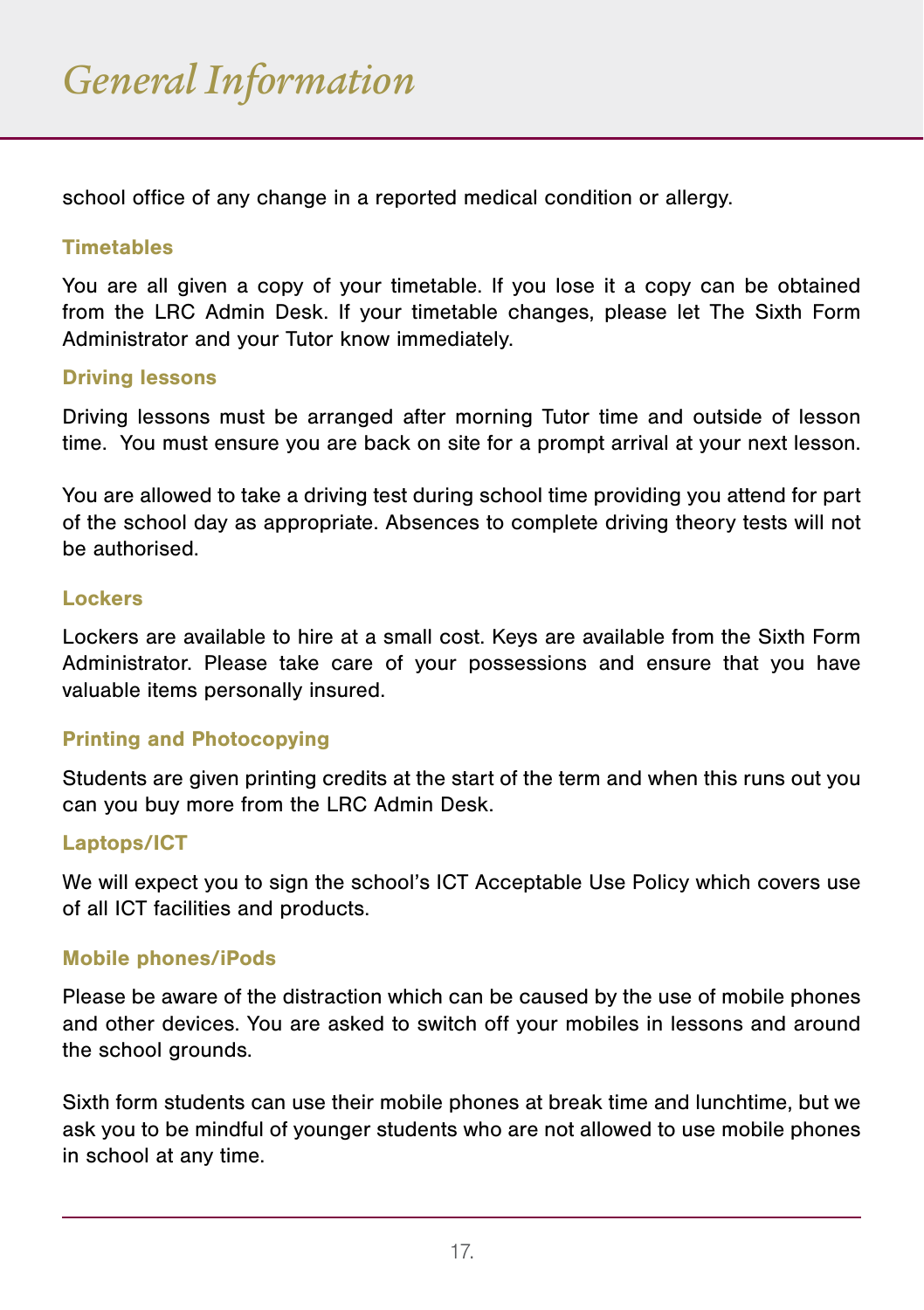school office of any change in a reported medical condition or allergy.

### Timetables

You are all given a copy of your timetable. If you lose it a copy can be obtained from the LRC Admin Desk. If your timetable changes, please let The Sixth Form Administrator and your Tutor know immediately.

### Driving lessons

Driving lessons must be arranged after morning Tutor time and outside of lesson time. You must ensure you are back on site for a prompt arrival at your next lesson.

You are allowed to take a driving test during school time providing you attend for part of the school day as appropriate. Absences to complete driving theory tests will not be authorised.

### Lockers

Lockers are available to hire at a small cost. Keys are available from the Sixth Form Administrator. Please take care of your possessions and ensure that you have valuable items personally insured.

### Printing and Photocopying

Students are given printing credits at the start of the term and when this runs out you can you buy more from the LRC Admin Desk.

### Laptops/ICT

We will expect you to sign the school's ICT Acceptable Use Policy which covers use of all ICT facilities and products.

### Mobile phones/iPods

Please be aware of the distraction which can be caused by the use of mobile phones and other devices. You are asked to switch off your mobiles in lessons and around the school grounds.

Sixth form students can use their mobile phones at break time and lunchtime, but we ask you to be mindful of younger students who are not allowed to use mobile phones in school at any time.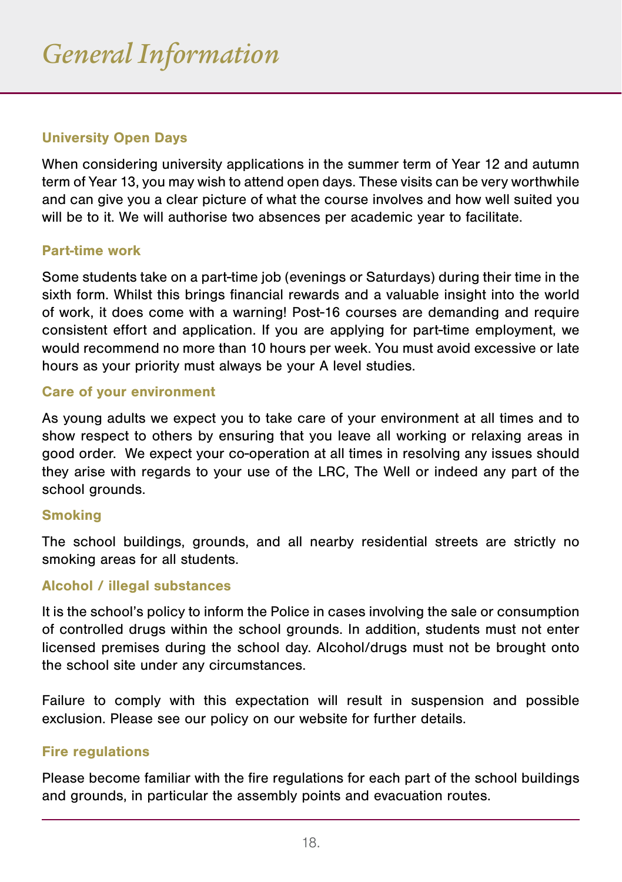# General Information

### University Open Days

When considering university applications in the summer term of Year 12 and autumn term of Year 13, you may wish to attend open days. These visits can be very worthwhile and can give you a clear picture of what the course involves and how well suited you will be to it. We will authorise two absences per academic year to facilitate.

### Part-time work

Some students take on a part-time job (evenings or Saturdays) during their time in the sixth form. Whilst this brings financial rewards and a valuable insight into the world of work, it does come with a warning! Post-16 courses are demanding and require consistent effort and application. If you are applying for part-time employment, we would recommend no more than 10 hours per week. You must avoid excessive or late hours as your priority must always be your A level studies.

### Care of your environment

As young adults we expect you to take care of your environment at all times and to show respect to others by ensuring that you leave all working or relaxing areas in good order. We expect your co-operation at all times in resolving any issues should they arise with regards to your use of the LRC, The Well or indeed any part of the school grounds.

### Smoking

The school buildings, grounds, and all nearby residential streets are strictly no smoking areas for all students.

### Alcohol / illegal substances

It is the school's policy to inform the Police in cases involving the sale or consumption of controlled drugs within the school grounds. In addition, students must not enter licensed premises during the school day. Alcohol/drugs must not be brought onto the school site under any circumstances.

Failure to comply with this expectation will result in suspension and possible exclusion. Please see our policy on our website for further details.

### Fire regulations

Please become familiar with the fire regulations for each part of the school buildings and grounds, in particular the assembly points and evacuation routes.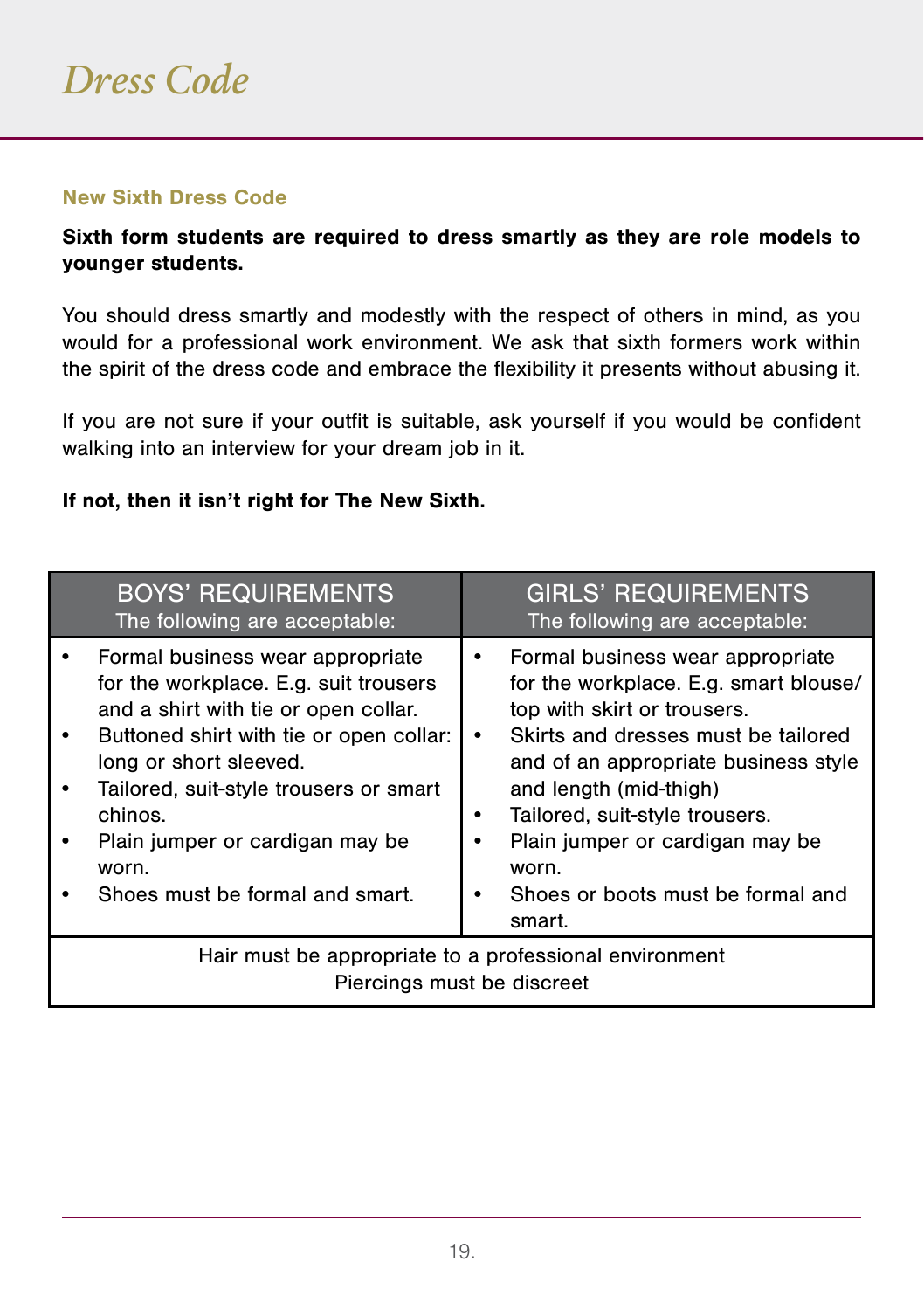# Dress Code

### New Sixth Dress Code

**Sixth form students are required to dress smartly as they are role models to younger students.**

You should dress smartly and modestly with the respect of others in mind, as you would for a professional work environment. We ask that sixth formers work within the spirit of the dress code and embrace the flexibility it presents without abusing it.

If you are not sure if your outfit is suitable, ask yourself if you would be confident walking into an interview for your dream job in it.

**If not, then it isn't right for The New Sixth.**

| BOYS' REQUIREMENTS<br>The following are acceptable: | GIRLS' REQUIREMENTS<br>The following are acceptable: |
|---|---|
| • Formal business wear appropriate for the workplace. E.g. suit trousers and a shirt with tie or open collar.<br>• Buttoned shirt with tie or open collar: long or short sleeved.<br>• Tailored, suit-style trousers or smart chinos.<br>• Plain jumper or cardigan may be worn.<br>• Shoes must be formal and smart. | • Formal business wear appropriate for the workplace. E.g. smart blouse/ top with skirt or trousers.<br>• Skirts and dresses must be tailored and of an appropriate business style and length (mid-thigh)<br>• Tailored, suit-style trousers.<br>• Plain jumper or cardigan may be worn.<br>• Shoes or boots must be formal and smart. |
| Hair must be appropriate to a professional environment<br>Piercings must be discreet | |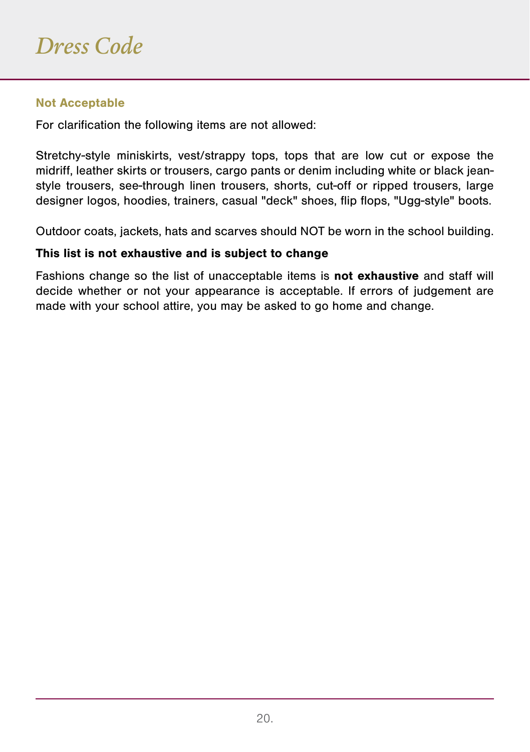# *Dress Code*

### Not Acceptable

For clarification the following items are not allowed:

Stretchy-style miniskirts, vest/strappy tops, tops that are low cut or expose the midriff, leather skirts or trousers, cargo pants or denim including white or black jean-style trousers, see-through linen trousers, shorts, cut-off or ripped trousers, large designer logos, hoodies, trainers, casual "deck" shoes, flip flops, "Ugg-style" boots.

Outdoor coats, jackets, hats and scarves should NOT be worn in the school building.

**This list is not exhaustive and is subject to change**

Fashions change so the list of unacceptable items is **not exhaustive** and staff will decide whether or not your appearance is acceptable. If errors of judgement are made with your school attire, you may be asked to go home and change.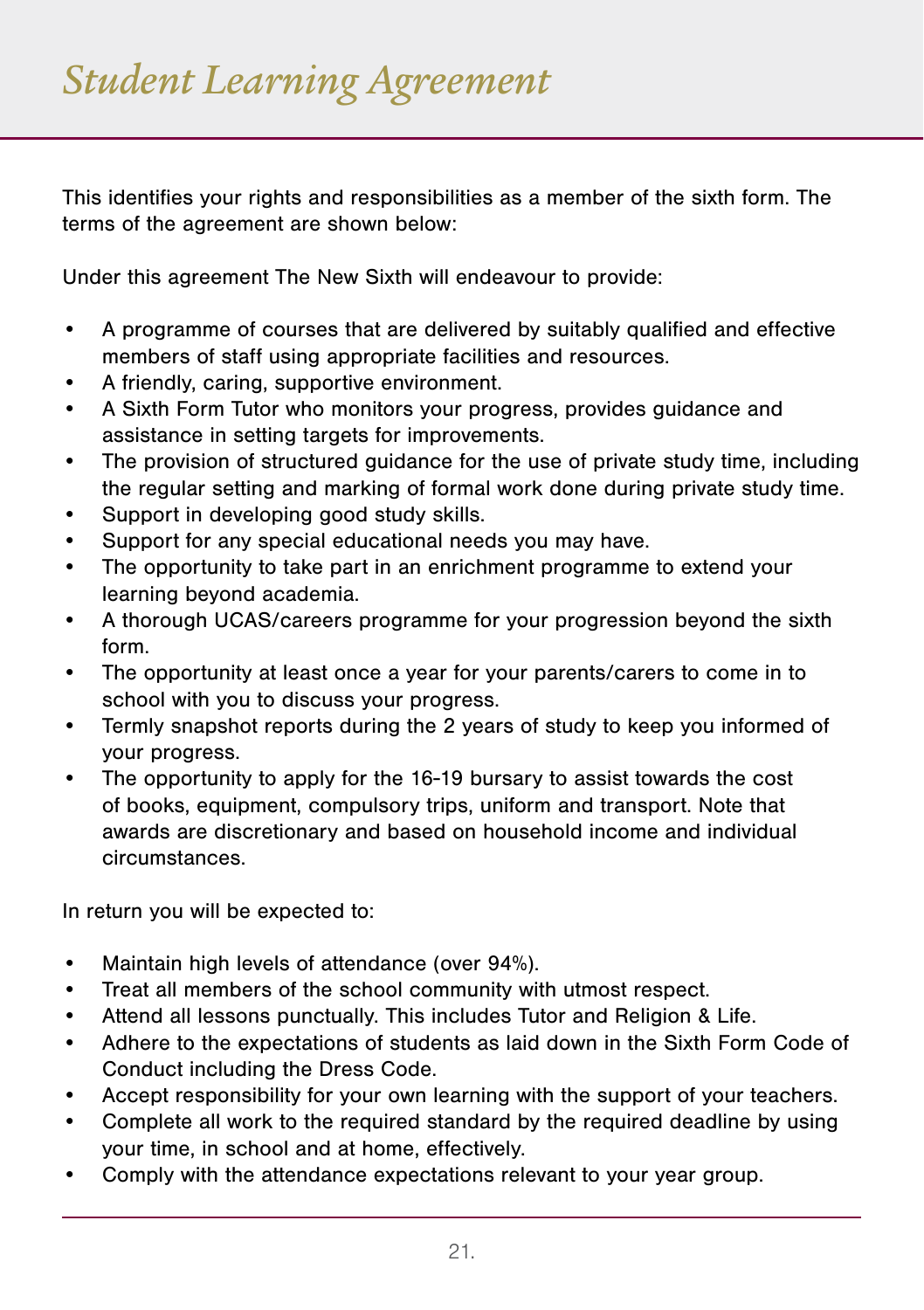# *Student Learning Agreement*

This identifies your rights and responsibilities as a member of the sixth form. The terms of the agreement are shown below:

Under this agreement The New Sixth will endeavour to provide:

- A programme of courses that are delivered by suitably qualified and effective members of staff using appropriate facilities and resources.
- A friendly, caring, supportive environment.
- A Sixth Form Tutor who monitors your progress, provides guidance and assistance in setting targets for improvements.
- The provision of structured guidance for the use of private study time, including the regular setting and marking of formal work done during private study time.
- Support in developing good study skills.
- Support for any special educational needs you may have.
- The opportunity to take part in an enrichment programme to extend your learning beyond academia.
- A thorough UCAS/careers programme for your progression beyond the sixth form.
- The opportunity at least once a year for your parents/carers to come in to school with you to discuss your progress.
- Termly snapshot reports during the 2 years of study to keep you informed of your progress.
- The opportunity to apply for the 16-19 bursary to assist towards the cost of books, equipment, compulsory trips, uniform and transport. Note that awards are discretionary and based on household income and individual circumstances.

In return you will be expected to:

- Maintain high levels of attendance (over 94%).
- Treat all members of the school community with utmost respect.
- Attend all lessons punctually. This includes Tutor and Religion & Life.
- Adhere to the expectations of students as laid down in the Sixth Form Code of Conduct including the Dress Code.
- Accept responsibility for your own learning with the support of your teachers.
- Complete all work to the required standard by the required deadline by using your time, in school and at home, effectively.
- Comply with the attendance expectations relevant to your year group.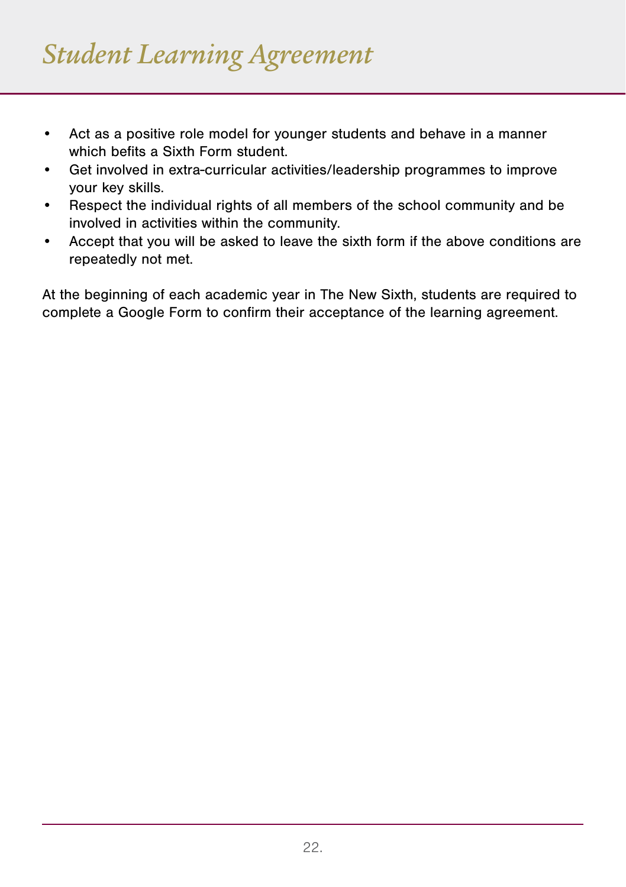# Student Learning Agreement

- Act as a positive role model for younger students and behave in a manner which befits a Sixth Form student.
- Get involved in extra-curricular activities/leadership programmes to improve your key skills.
- Respect the individual rights of all members of the school community and be involved in activities within the community.
- Accept that you will be asked to leave the sixth form if the above conditions are repeatedly not met.

At the beginning of each academic year in The New Sixth, students are required to complete a Google Form to confirm their acceptance of the learning agreement.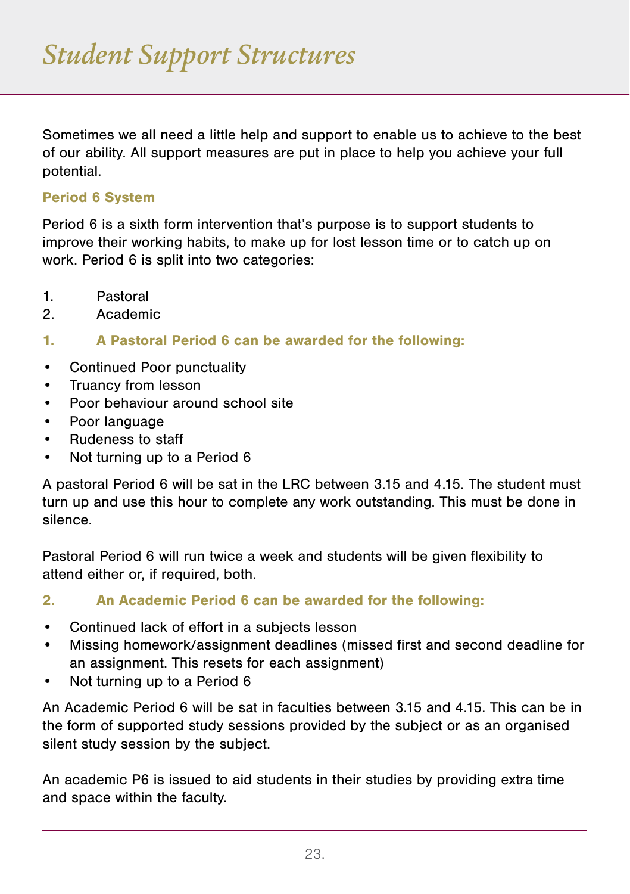# Student Support Structures

Sometimes we all need a little help and support to enable us to achieve to the best of our ability. All support measures are put in place to help you achieve your full potential.

### Period 6 System

Period 6 is a sixth form intervention that's purpose is to support students to improve their working habits, to make up for lost lesson time or to catch up on work. Period 6 is split into two categories:

1. Pastoral
2. Academic

### 1. A Pastoral Period 6 can be awarded for the following:

- Continued Poor punctuality
- Truancy from lesson
- Poor behaviour around school site
- Poor language
- Rudeness to staff
- Not turning up to a Period 6

A pastoral Period 6 will be sat in the LRC between 3.15 and 4.15. The student must turn up and use this hour to complete any work outstanding. This must be done in silence.

Pastoral Period 6 will run twice a week and students will be given flexibility to attend either or, if required, both.

### 2. An Academic Period 6 can be awarded for the following:

- Continued lack of effort in a subjects lesson
- Missing homework/assignment deadlines (missed first and second deadline for an assignment. This resets for each assignment)
- Not turning up to a Period 6

An Academic Period 6 will be sat in faculties between 3.15 and 4.15. This can be in the form of supported study sessions provided by the subject or as an organised silent study session by the subject.

An academic P6 is issued to aid students in their studies by providing extra time and space within the faculty.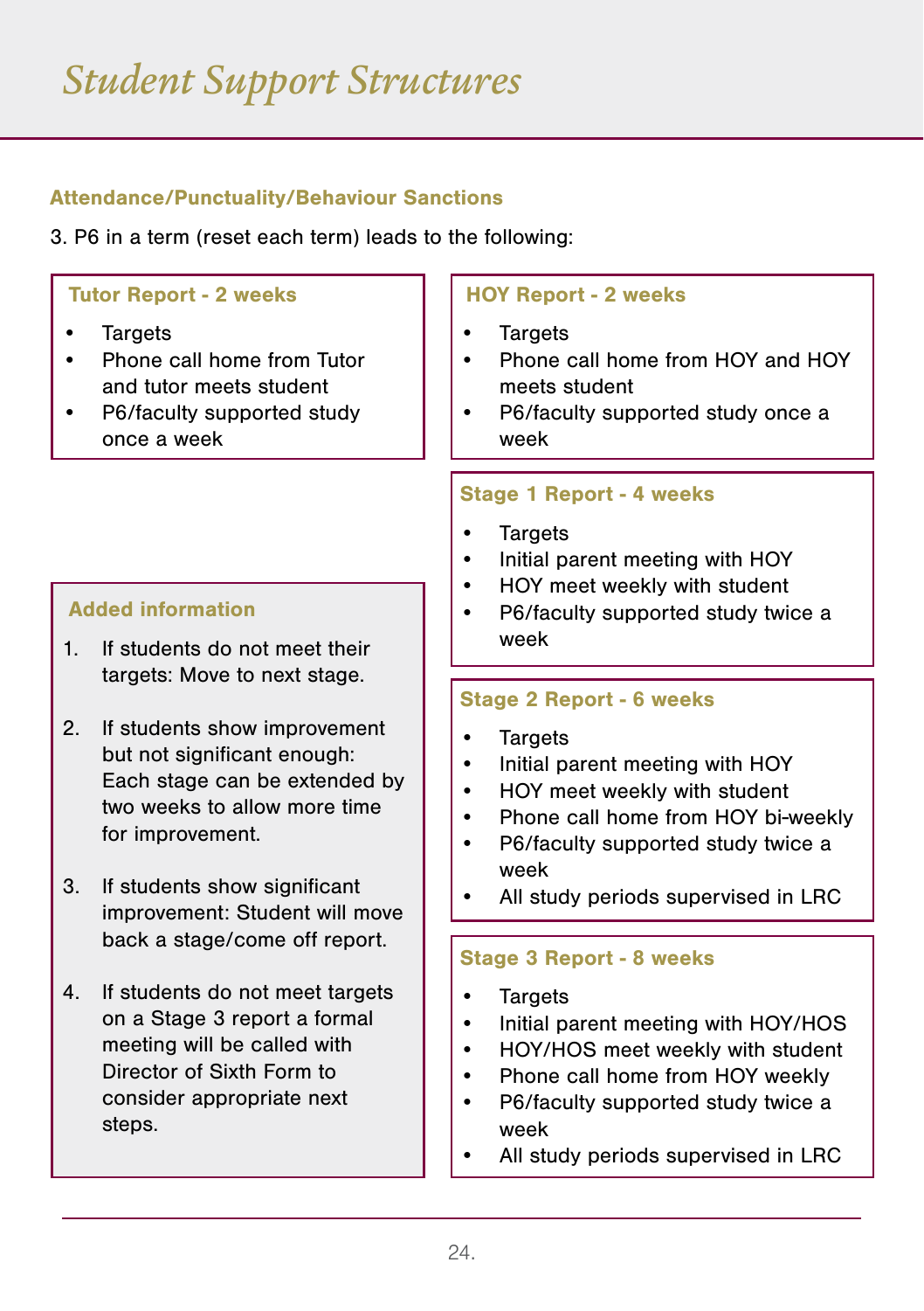# Student Support Structures

## Attendance/Punctuality/Behaviour Sanctions

3. P6 in a term (reset each term) leads to the following:

### Tutor Report - 2 weeks

- Targets
- Phone call home from Tutor and tutor meets student
- P6/faculty supported study once a week

### HOY Report - 2 weeks

- Targets
- Phone call home from HOY and HOY meets student
- P6/faculty supported study once a week

### Stage 1 Report - 4 weeks

- Targets
- Initial parent meeting with HOY
- HOY meet weekly with student
- P6/faculty supported study twice a week

### Stage 2 Report - 6 weeks

- Targets
- Initial parent meeting with HOY
- HOY meet weekly with student
- Phone call home from HOY bi-weekly
- P6/faculty supported study twice a week
- All study periods supervised in LRC

### Stage 3 Report - 8 weeks

- Targets
- Initial parent meeting with HOY/HOS
- HOY/HOS meet weekly with student
- Phone call home from HOY weekly
- P6/faculty supported study twice a week
- All study periods supervised in LRC

### Added information

1. If students do not meet their targets: Move to next stage.
2. If students show improvement but not significant enough: Each stage can be extended by two weeks to allow more time for improvement.
3. If students show significant improvement: Student will move back a stage/come off report.
4. If students do not meet targets on a Stage 3 report a formal meeting will be called with Director of Sixth Form to consider appropriate next steps.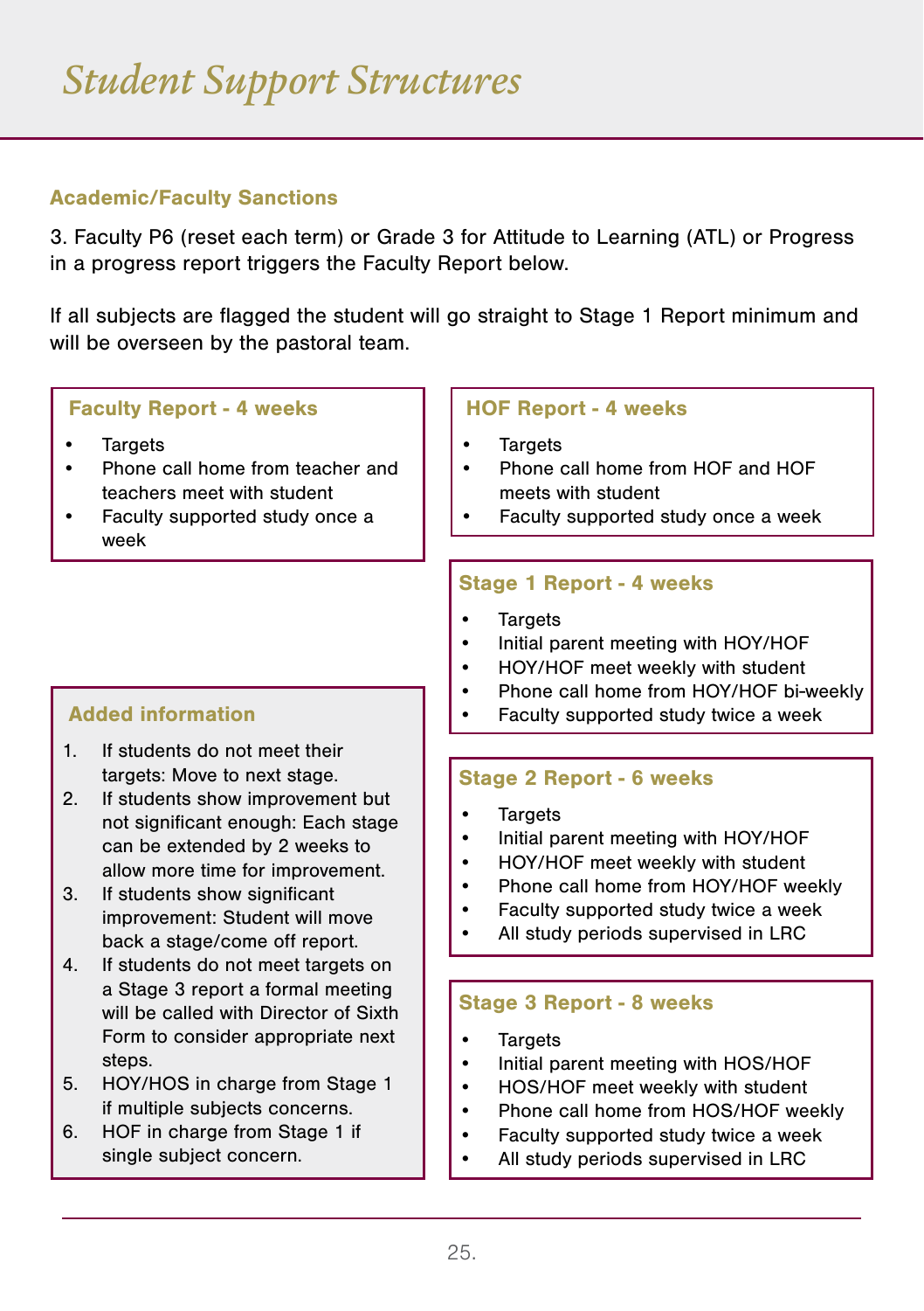# Student Support Structures

### Academic/Faculty Sanctions

3. Faculty P6 (reset each term) or Grade 3 for Attitude to Learning (ATL) or Progress in a progress report triggers the Faculty Report below.

If all subjects are flagged the student will go straight to Stage 1 Report minimum and will be overseen by the pastoral team.

**Faculty Report - 4 weeks**

- Targets
- Phone call home from teacher and teachers meet with student
- Faculty supported study once a week

**HOF Report - 4 weeks**

- Targets
- Phone call home from HOF and HOF meets with student
- Faculty supported study once a week

**Stage 1 Report - 4 weeks**

- Targets
- Initial parent meeting with HOY/HOF
- HOY/HOF meet weekly with student
- Phone call home from HOY/HOF bi-weekly
- Faculty supported study twice a week

**Stage 2 Report - 6 weeks**

- Targets
- Initial parent meeting with HOY/HOF
- HOY/HOF meet weekly with student
- Phone call home from HOY/HOF weekly
- Faculty supported study twice a week
- All study periods supervised in LRC

**Stage 3 Report - 8 weeks**

- Targets
- Initial parent meeting with HOS/HOF
- HOS/HOF meet weekly with student
- Phone call home from HOS/HOF weekly
- Faculty supported study twice a week
- All study periods supervised in LRC

**Added information**

1. If students do not meet their targets: Move to next stage.
2. If students show improvement but not significant enough: Each stage can be extended by 2 weeks to allow more time for improvement.
3. If students show significant improvement: Student will move back a stage/come off report.
4. If students do not meet targets on a Stage 3 report a formal meeting will be called with Director of Sixth Form to consider appropriate next steps.
5. HOY/HOS in charge from Stage 1 if multiple subjects concerns.
6. HOF in charge from Stage 1 if single subject concern.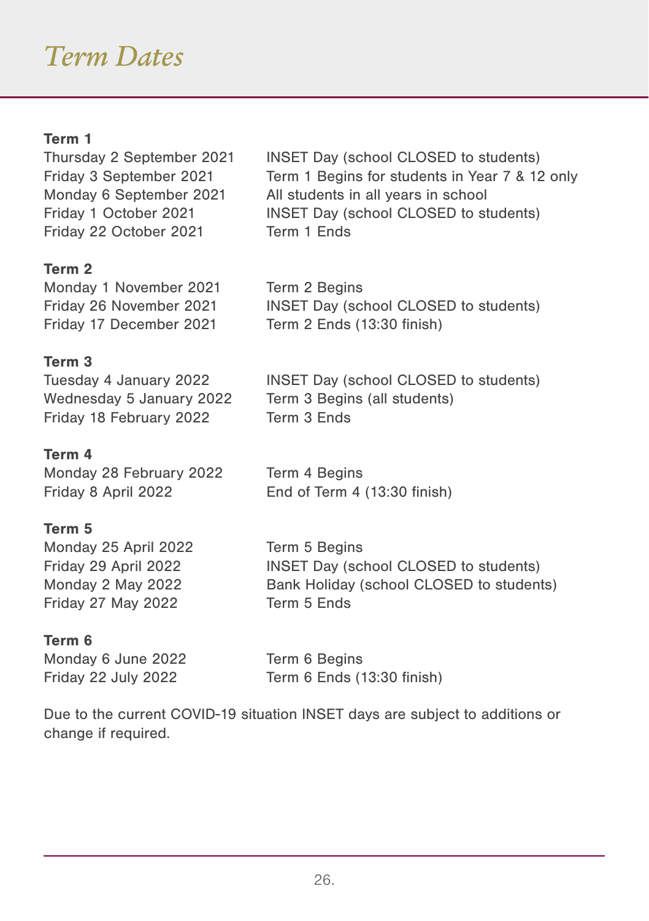# *Term Dates*

**Term 1**

| | |
|---|---|
| Thursday 2 September 2021 | INSET Day (school CLOSED to students) |
| Friday 3 September 2021 | Term 1 Begins for students in Year 7 & 12 only |
| Monday 6 September 2021 | All students in all years in school |
| Friday 1 October 2021 | INSET Day (school CLOSED to students) |
| Friday 22 October 2021 | Term 1 Ends |

**Term 2**

| | |
|---|---|
| Monday 1 November 2021 | Term 2 Begins |
| Friday 26 November 2021 | INSET Day (school CLOSED to students) |
| Friday 17 December 2021 | Term 2 Ends (13:30 finish) |

**Term 3**

| | |
|---|---|
| Tuesday 4 January 2022 | INSET Day (school CLOSED to students) |
| Wednesday 5 January 2022 | Term 3 Begins (all students) |
| Friday 18 February 2022 | Term 3 Ends |

**Term 4**

| | |
|---|---|
| Monday 28 February 2022 | Term 4 Begins |
| Friday 8 April 2022 | End of Term 4 (13:30 finish) |

**Term 5**

| | |
|---|---|
| Monday 25 April 2022 | Term 5 Begins |
| Friday 29 April 2022 | INSET Day (school CLOSED to students) |
| Monday 2 May 2022 | Bank Holiday (school CLOSED to students) |
| Friday 27 May 2022 | Term 5 Ends |

**Term 6**

| | |
|---|---|
| Monday 6 June 2022 | Term 6 Begins |
| Friday 22 July 2022 | Term 6 Ends (13:30 finish) |

Due to the current COVID-19 situation INSET days are subject to additions or change if required.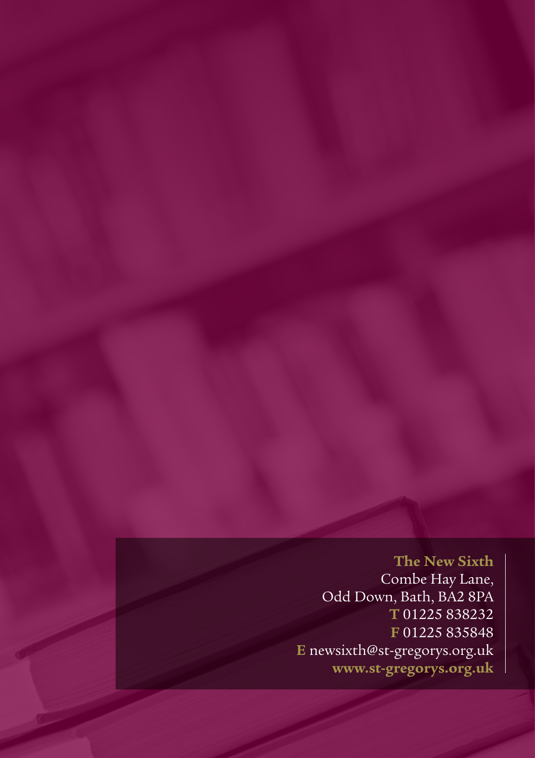**The New Sixth**
Combe Hay Lane,
Odd Down, Bath, BA2 8PA
**T** 01225 838232
**F** 01225 835848
**E** newsixth@st-gregorys.org.uk
**www.st-gregorys.org.uk**